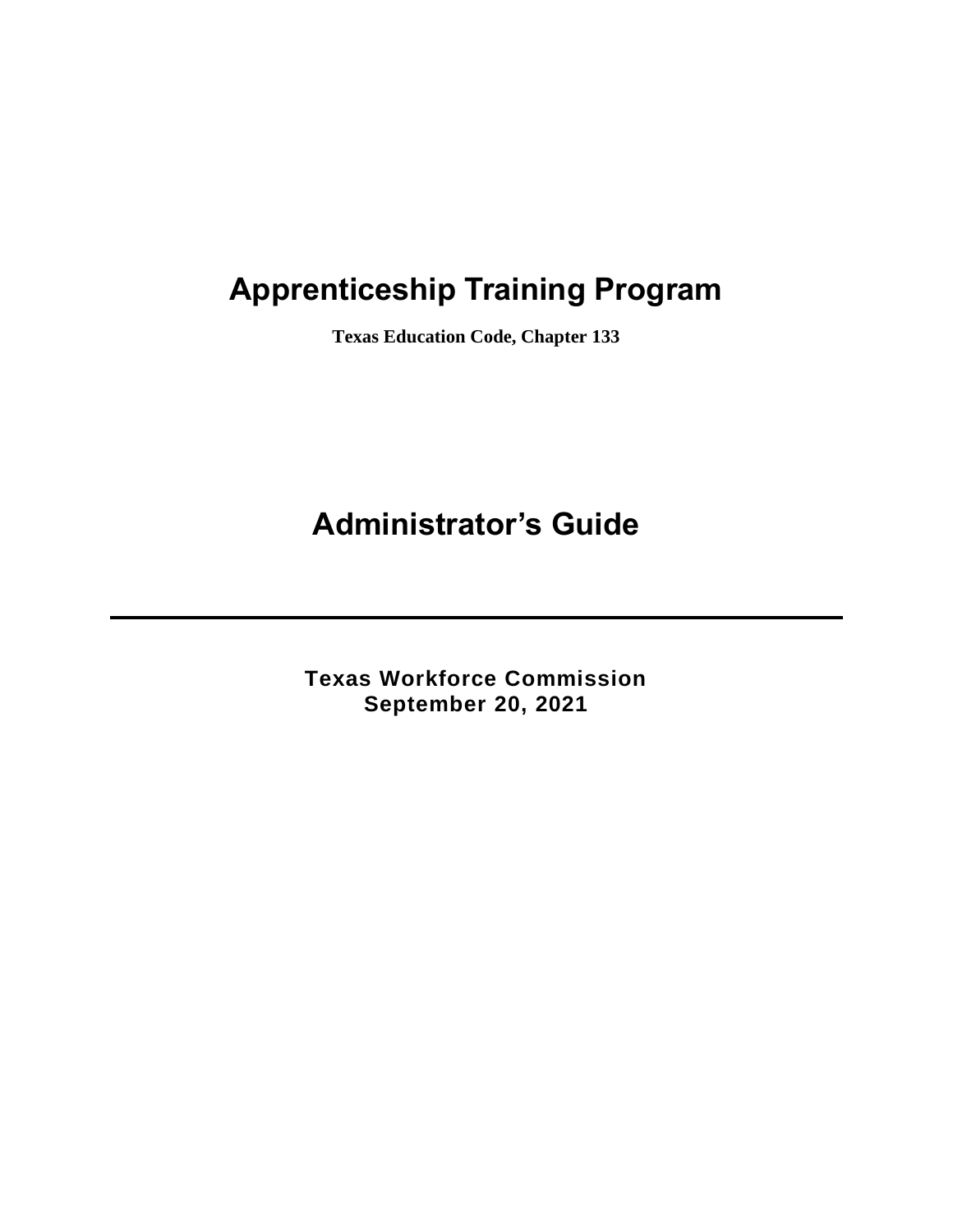# Apprenticeship Training Program

**Texas Education Code, Chapter 133**

# Administrator's Guide

---

**Texas Workforce Commission**
**September 20, 2021**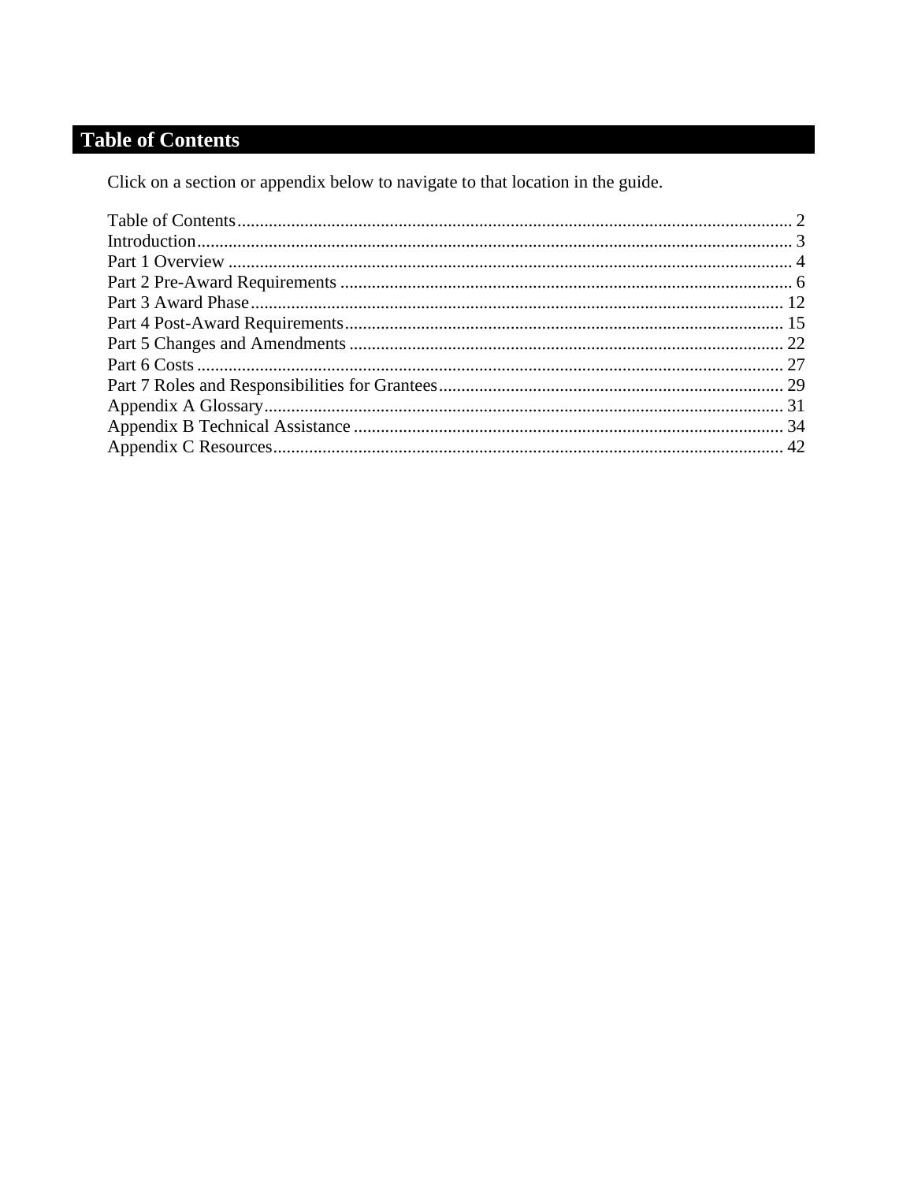# Table of Contents

Click on a section or appendix below to navigate to that location in the guide.

Table of Contents ........................................................................................................................ 2
Introduction ................................................................................................................................ 3
Part 1 Overview .......................................................................................................................... 4
Part 2 Pre-Award Requirements ................................................................................................. 6
Part 3 Award Phase .................................................................................................................... 12
Part 4 Post-Award Requirements ............................................................................................... 15
Part 5 Changes and Amendments .............................................................................................. 22
Part 6 Costs ................................................................................................................................ 27
Part 7 Roles and Responsibilities for Grantees .......................................................................... 29
Appendix A Glossary ................................................................................................................. 31
Appendix B Technical Assistance .............................................................................................. 34
Appendix C Resources ............................................................................................................... 42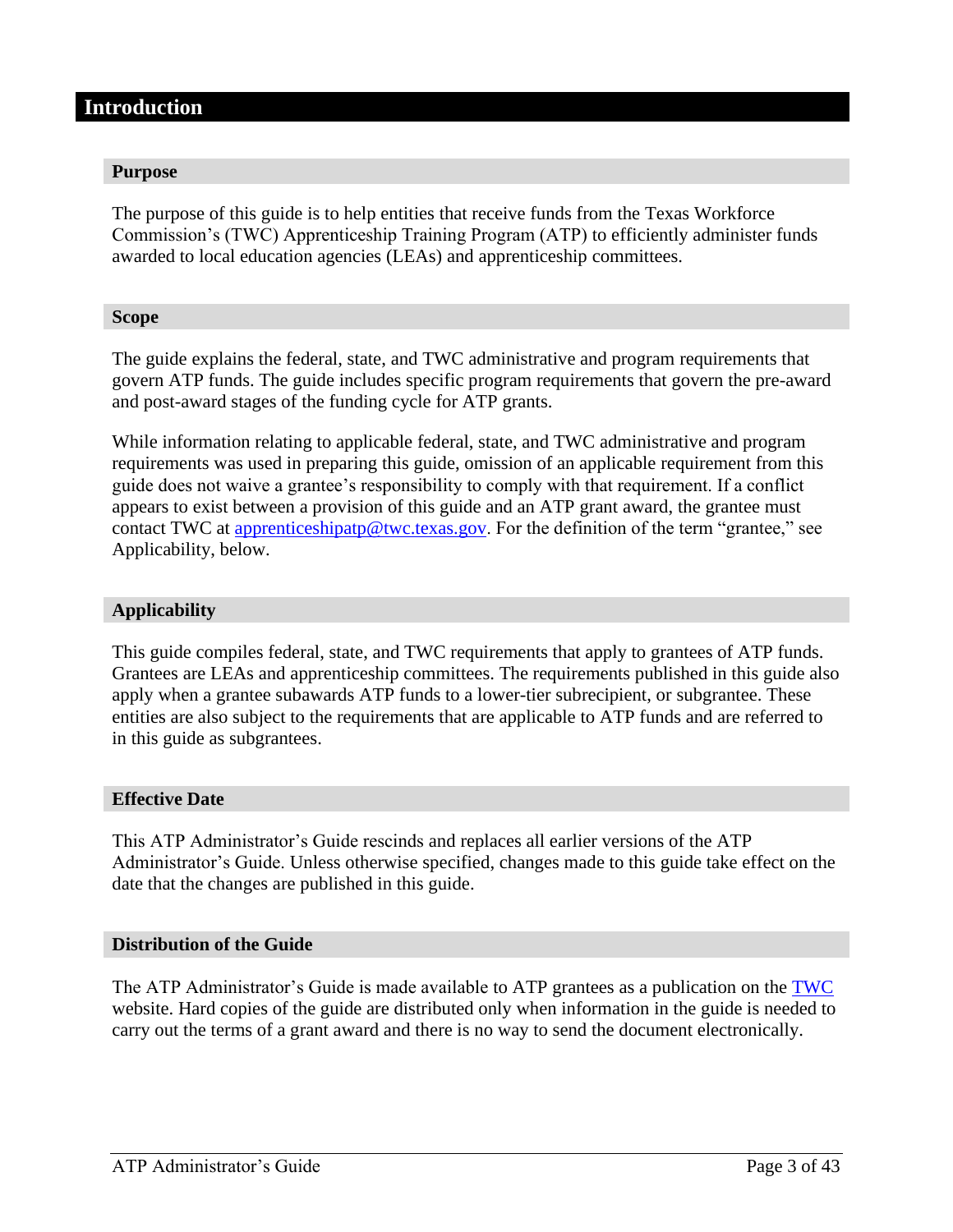# Introduction

## Purpose

The purpose of this guide is to help entities that receive funds from the Texas Workforce Commission's (TWC) Apprenticeship Training Program (ATP) to efficiently administer funds awarded to local education agencies (LEAs) and apprenticeship committees.

## Scope

The guide explains the federal, state, and TWC administrative and program requirements that govern ATP funds. The guide includes specific program requirements that govern the pre-award and post-award stages of the funding cycle for ATP grants.

While information relating to applicable federal, state, and TWC administrative and program requirements was used in preparing this guide, omission of an applicable requirement from this guide does not waive a grantee's responsibility to comply with that requirement. If a conflict appears to exist between a provision of this guide and an ATP grant award, the grantee must contact TWC at [apprenticeshipatp@twc.texas.gov](mailto:apprenticeshipatp@twc.texas.gov). For the definition of the term "grantee," see Applicability, below.

## Applicability

This guide compiles federal, state, and TWC requirements that apply to grantees of ATP funds. Grantees are LEAs and apprenticeship committees. The requirements published in this guide also apply when a grantee subawards ATP funds to a lower-tier subrecipient, or subgrantee. These entities are also subject to the requirements that are applicable to ATP funds and are referred to in this guide as subgrantees.

## Effective Date

This ATP Administrator's Guide rescinds and replaces all earlier versions of the ATP Administrator's Guide. Unless otherwise specified, changes made to this guide take effect on the date that the changes are published in this guide.

## Distribution of the Guide

The ATP Administrator's Guide is made available to ATP grantees as a publication on the TWC website. Hard copies of the guide are distributed only when information in the guide is needed to carry out the terms of a grant award and there is no way to send the document electronically.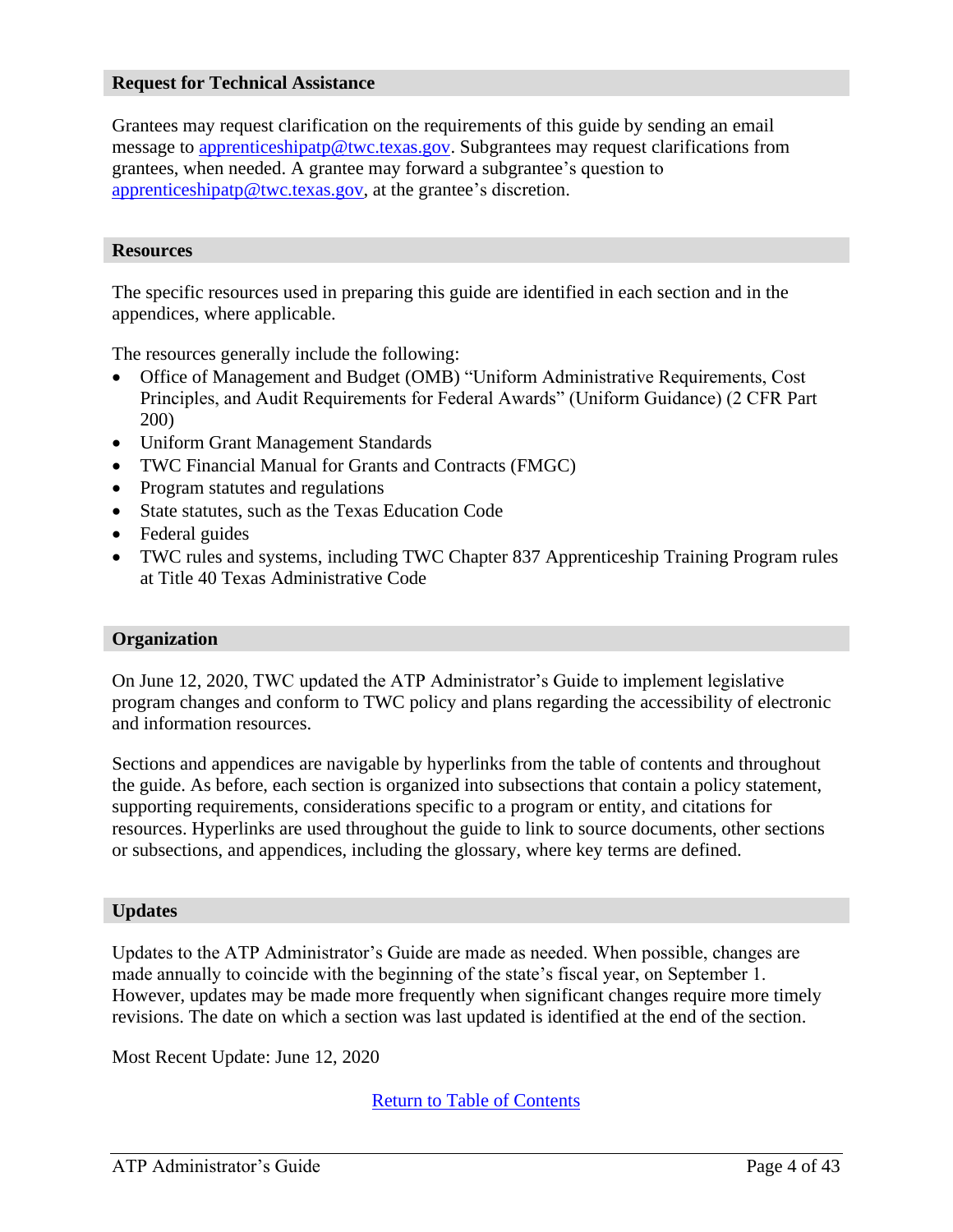## Request for Technical Assistance

Grantees may request clarification on the requirements of this guide by sending an email message to [apprenticeshipatp@twc.texas.gov](mailto:apprenticeshipatp@twc.texas.gov). Subgrantees may request clarifications from grantees, when needed. A grantee may forward a subgrantee's question to [apprenticeshipatp@twc.texas.gov](mailto:apprenticeshipatp@twc.texas.gov), at the grantee's discretion.

## Resources

The specific resources used in preparing this guide are identified in each section and in the appendices, where applicable.

The resources generally include the following:

- Office of Management and Budget (OMB) "Uniform Administrative Requirements, Cost Principles, and Audit Requirements for Federal Awards" (Uniform Guidance) (2 CFR Part 200)
- Uniform Grant Management Standards
- TWC Financial Manual for Grants and Contracts (FMGC)
- Program statutes and regulations
- State statutes, such as the Texas Education Code
- Federal guides
- TWC rules and systems, including TWC Chapter 837 Apprenticeship Training Program rules at Title 40 Texas Administrative Code

## Organization

On June 12, 2020, TWC updated the ATP Administrator's Guide to implement legislative program changes and conform to TWC policy and plans regarding the accessibility of electronic and information resources.

Sections and appendices are navigable by hyperlinks from the table of contents and throughout the guide. As before, each section is organized into subsections that contain a policy statement, supporting requirements, considerations specific to a program or entity, and citations for resources. Hyperlinks are used throughout the guide to link to source documents, other sections or subsections, and appendices, including the glossary, where key terms are defined.

## Updates

Updates to the ATP Administrator's Guide are made as needed. When possible, changes are made annually to coincide with the beginning of the state's fiscal year, on September 1. However, updates may be made more frequently when significant changes require more timely revisions. The date on which a section was last updated is identified at the end of the section.

Most Recent Update: June 12, 2020

Return to Table of Contents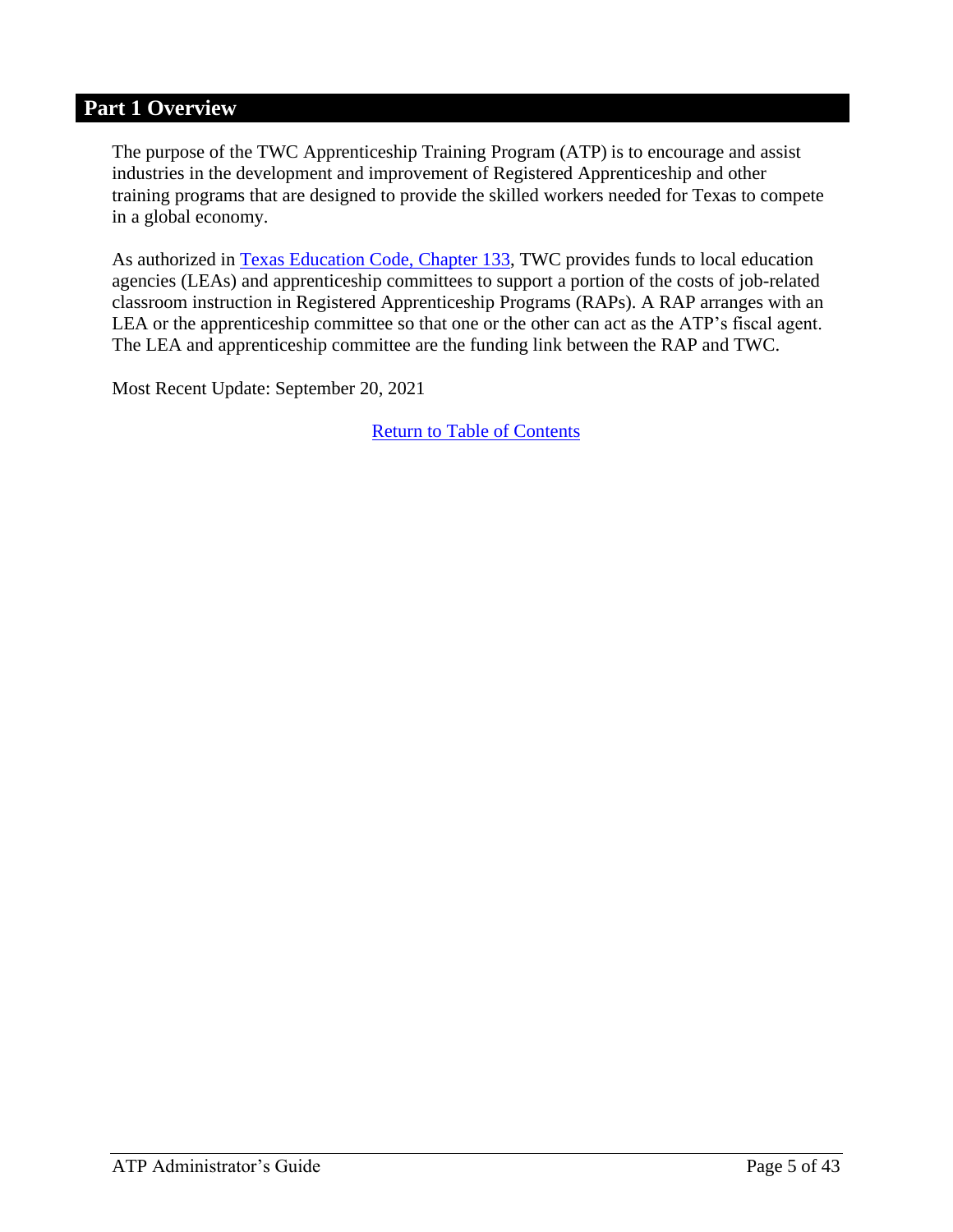# Part 1 Overview

The purpose of the TWC Apprenticeship Training Program (ATP) is to encourage and assist industries in the development and improvement of Registered Apprenticeship and other training programs that are designed to provide the skilled workers needed for Texas to compete in a global economy.

As authorized in [Texas Education Code, Chapter 133](), TWC provides funds to local education agencies (LEAs) and apprenticeship committees to support a portion of the costs of job-related classroom instruction in Registered Apprenticeship Programs (RAPs). A RAP arranges with an LEA or the apprenticeship committee so that one or the other can act as the ATP's fiscal agent. The LEA and apprenticeship committee are the funding link between the RAP and TWC.

Most Recent Update: September 20, 2021

[Return to Table of Contents]()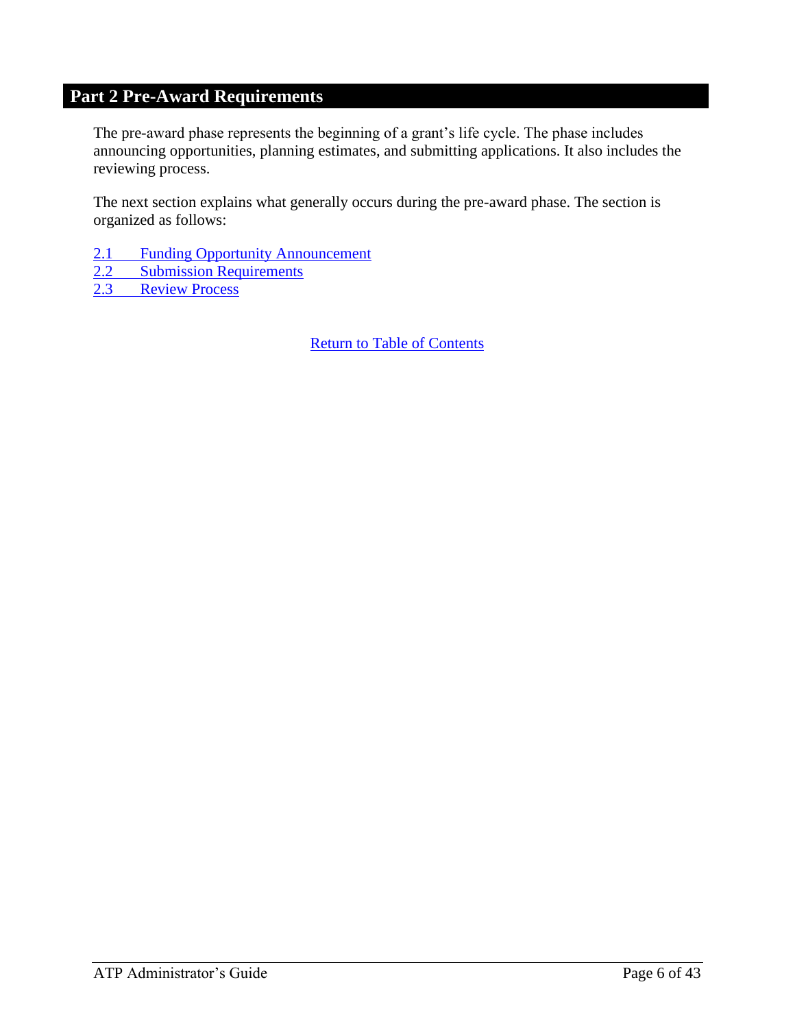# Part 2 Pre-Award Requirements

The pre-award phase represents the beginning of a grant's life cycle. The phase includes announcing opportunities, planning estimates, and submitting applications. It also includes the reviewing process.

The next section explains what generally occurs during the pre-award phase. The section is organized as follows:

2.1 Funding Opportunity Announcement
2.2 Submission Requirements
2.3 Review Process

Return to Table of Contents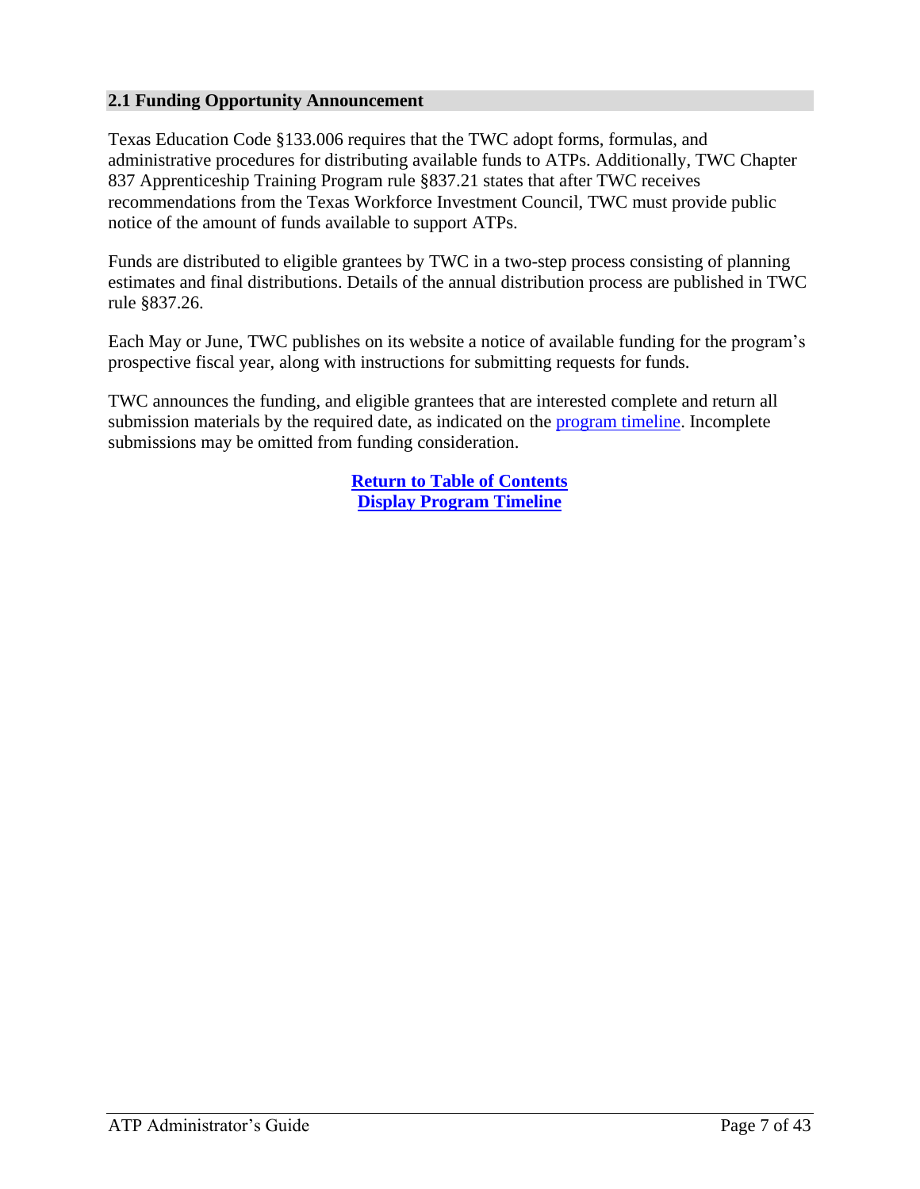## 2.1 Funding Opportunity Announcement

Texas Education Code §133.006 requires that the TWC adopt forms, formulas, and administrative procedures for distributing available funds to ATPs. Additionally, TWC Chapter 837 Apprenticeship Training Program rule §837.21 states that after TWC receives recommendations from the Texas Workforce Investment Council, TWC must provide public notice of the amount of funds available to support ATPs.

Funds are distributed to eligible grantees by TWC in a two-step process consisting of planning estimates and final distributions. Details of the annual distribution process are published in TWC rule §837.26.

Each May or June, TWC publishes on its website a notice of available funding for the program's prospective fiscal year, along with instructions for submitting requests for funds.

TWC announces the funding, and eligible grantees that are interested complete and return all submission materials by the required date, as indicated on the program timeline. Incomplete submissions may be omitted from funding consideration.

**Return to Table of Contents**
**Display Program Timeline**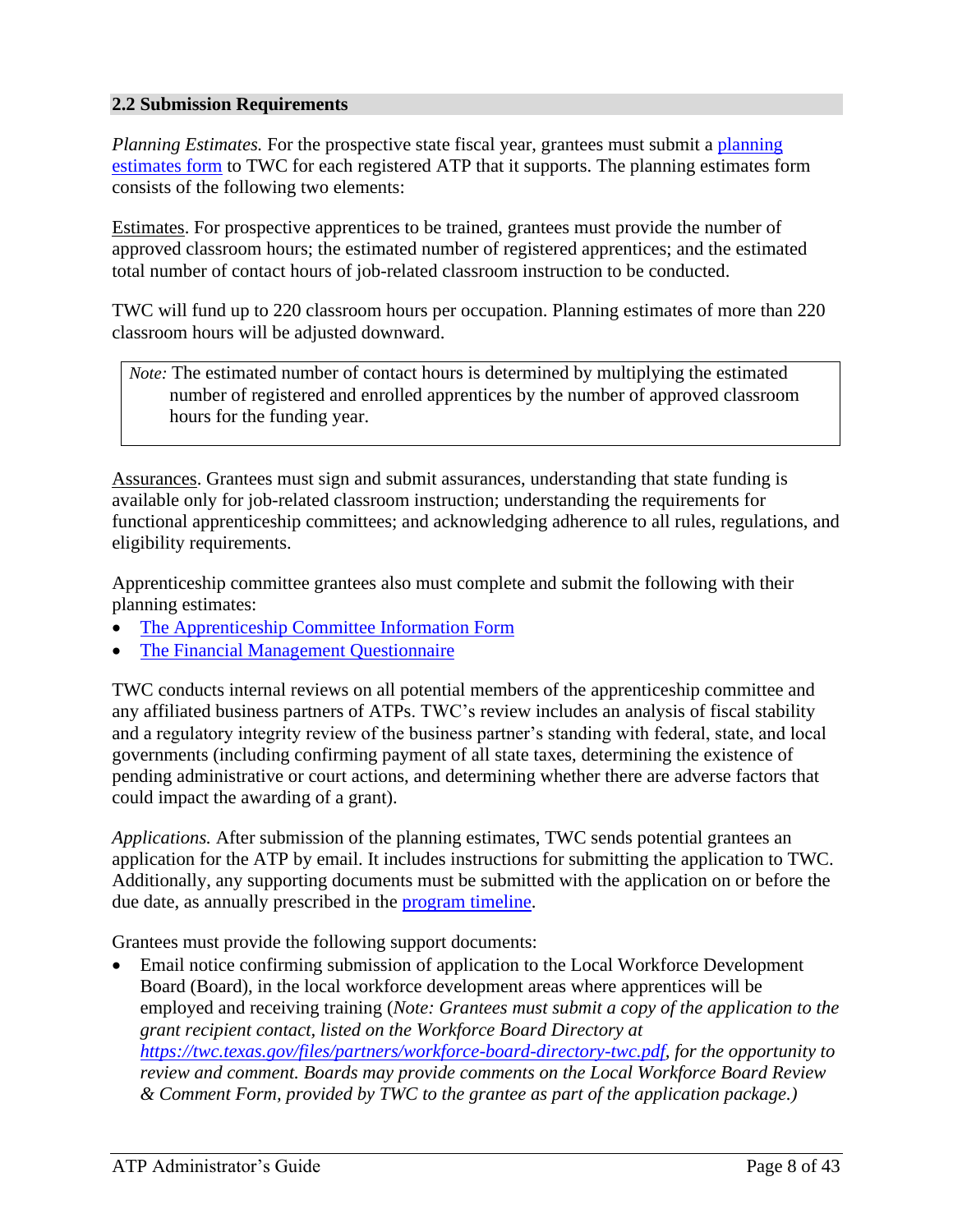### 2.2 Submission Requirements

*Planning Estimates.* For the prospective state fiscal year, grantees must submit a [planning estimates form](#) to TWC for each registered ATP that it supports. The planning estimates form consists of the following two elements:

<u>Estimates</u>. For prospective apprentices to be trained, grantees must provide the number of approved classroom hours; the estimated number of registered apprentices; and the estimated total number of contact hours of job-related classroom instruction to be conducted.

TWC will fund up to 220 classroom hours per occupation. Planning estimates of more than 220 classroom hours will be adjusted downward.

> *Note:* The estimated number of contact hours is determined by multiplying the estimated number of registered and enrolled apprentices by the number of approved classroom hours for the funding year.

<u>Assurances</u>. Grantees must sign and submit assurances, understanding that state funding is available only for job-related classroom instruction; understanding the requirements for functional apprenticeship committees; and acknowledging adherence to all rules, regulations, and eligibility requirements.

Apprenticeship committee grantees also must complete and submit the following with their planning estimates:

- [The Apprenticeship Committee Information Form](#)
- [The Financial Management Questionnaire](#)

TWC conducts internal reviews on all potential members of the apprenticeship committee and any affiliated business partners of ATPs. TWC's review includes an analysis of fiscal stability and a regulatory integrity review of the business partner's standing with federal, state, and local governments (including confirming payment of all state taxes, determining the existence of pending administrative or court actions, and determining whether there are adverse factors that could impact the awarding of a grant).

*Applications.* After submission of the planning estimates, TWC sends potential grantees an application for the ATP by email. It includes instructions for submitting the application to TWC. Additionally, any supporting documents must be submitted with the application on or before the due date, as annually prescribed in the [program timeline](#).

Grantees must provide the following support documents:

- Email notice confirming submission of application to the Local Workforce Development Board (Board), in the local workforce development areas where apprentices will be employed and receiving training (*Note: Grantees must submit a copy of the application to the grant recipient contact, listed on the Workforce Board Directory at [https://twc.texas.gov/files/partners/workforce-board-directory-twc.pdf](https://twc.texas.gov/files/partners/workforce-board-directory-twc.pdf), for the opportunity to review and comment. Boards may provide comments on the Local Workforce Board Review & Comment Form, provided by TWC to the grantee as part of the application package.)*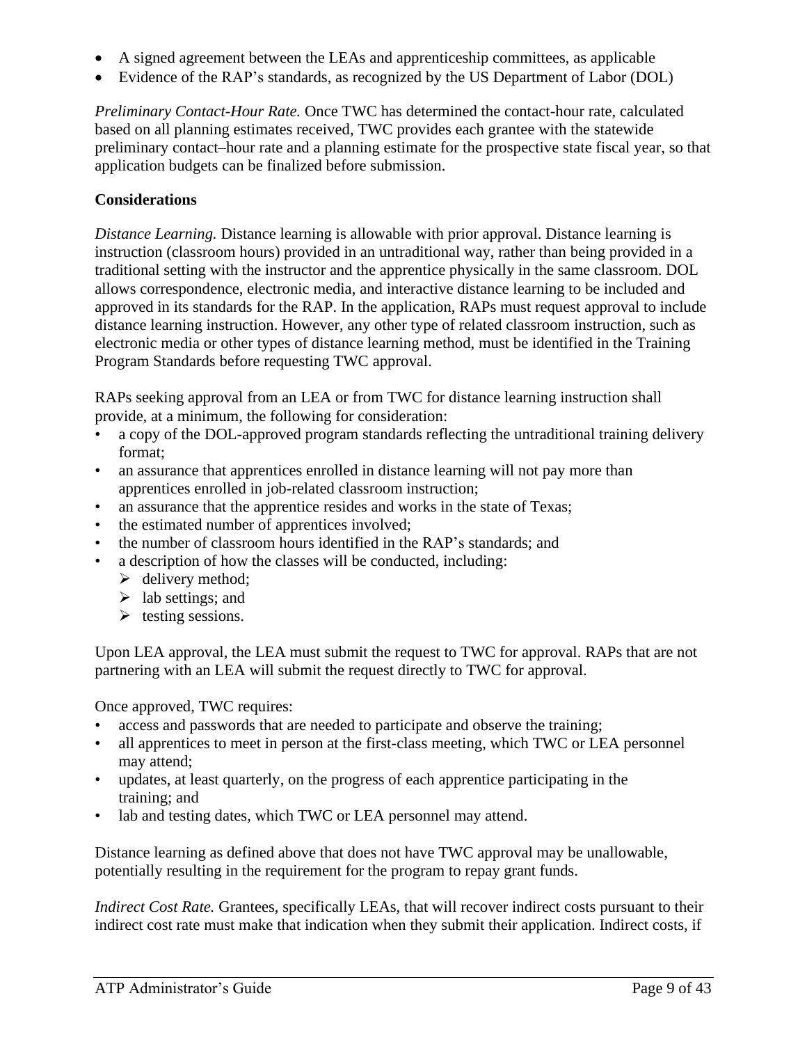- A signed agreement between the LEAs and apprenticeship committees, as applicable
- Evidence of the RAP's standards, as recognized by the US Department of Labor (DOL)

*Preliminary Contact-Hour Rate.* Once TWC has determined the contact-hour rate, calculated based on all planning estimates received, TWC provides each grantee with the statewide preliminary contact–hour rate and a planning estimate for the prospective state fiscal year, so that application budgets can be finalized before submission.

**Considerations**

*Distance Learning.* Distance learning is allowable with prior approval. Distance learning is instruction (classroom hours) provided in an untraditional way, rather than being provided in a traditional setting with the instructor and the apprentice physically in the same classroom. DOL allows correspondence, electronic media, and interactive distance learning to be included and approved in its standards for the RAP. In the application, RAPs must request approval to include distance learning instruction. However, any other type of related classroom instruction, such as electronic media or other types of distance learning method, must be identified in the Training Program Standards before requesting TWC approval.

RAPs seeking approval from an LEA or from TWC for distance learning instruction shall provide, at a minimum, the following for consideration:

- a copy of the DOL-approved program standards reflecting the untraditional training delivery format;
- an assurance that apprentices enrolled in distance learning will not pay more than apprentices enrolled in job-related classroom instruction;
- an assurance that the apprentice resides and works in the state of Texas;
- the estimated number of apprentices involved;
- the number of classroom hours identified in the RAP's standards; and
- a description of how the classes will be conducted, including:
  - delivery method;
  - lab settings; and
  - testing sessions.

Upon LEA approval, the LEA must submit the request to TWC for approval. RAPs that are not partnering with an LEA will submit the request directly to TWC for approval.

Once approved, TWC requires:

- access and passwords that are needed to participate and observe the training;
- all apprentices to meet in person at the first-class meeting, which TWC or LEA personnel may attend;
- updates, at least quarterly, on the progress of each apprentice participating in the training; and
- lab and testing dates, which TWC or LEA personnel may attend.

Distance learning as defined above that does not have TWC approval may be unallowable, potentially resulting in the requirement for the program to repay grant funds.

*Indirect Cost Rate.* Grantees, specifically LEAs, that will recover indirect costs pursuant to their indirect cost rate must make that indication when they submit their application. Indirect costs, if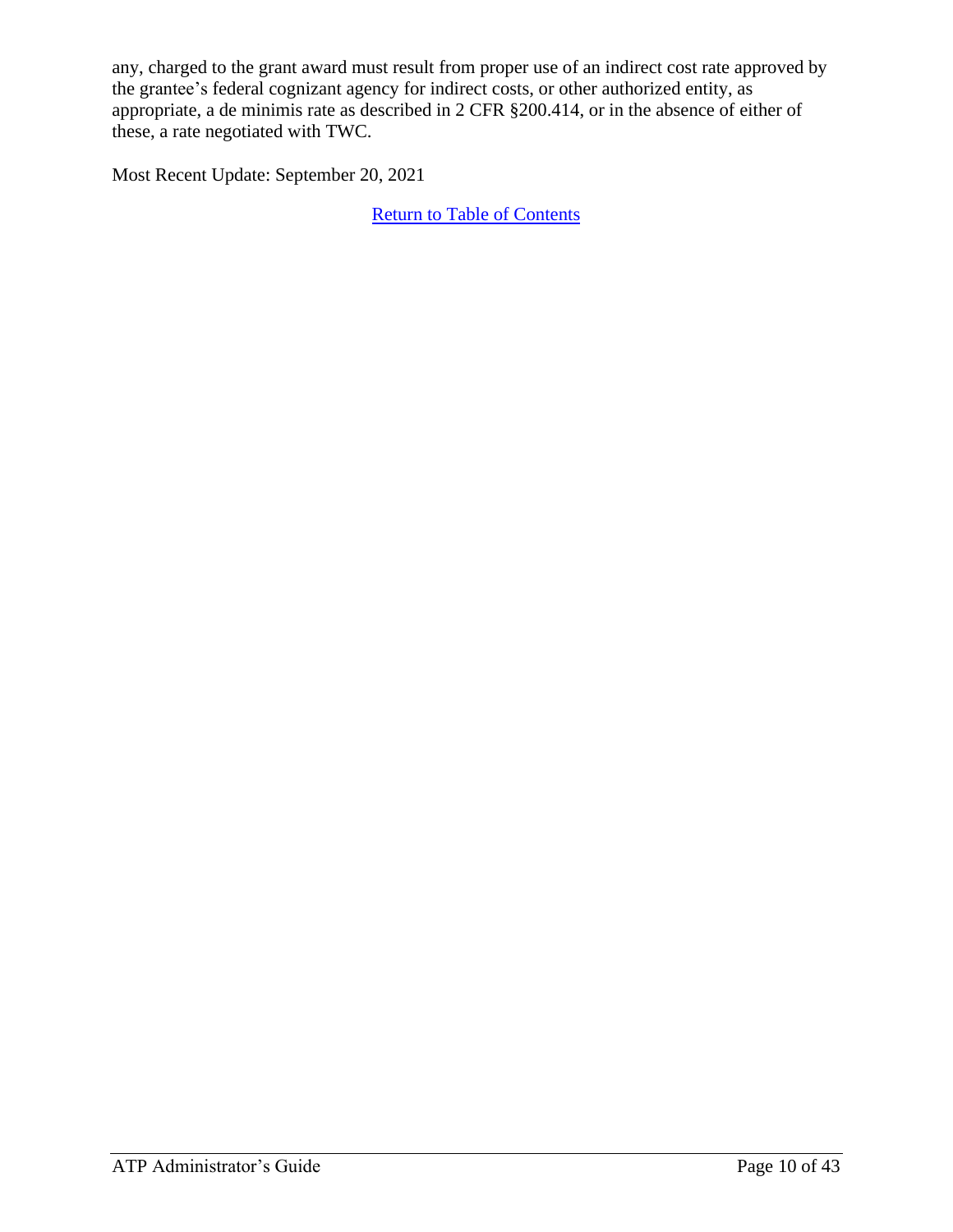any, charged to the grant award must result from proper use of an indirect cost rate approved by the grantee's federal cognizant agency for indirect costs, or other authorized entity, as appropriate, a de minimis rate as described in 2 CFR §200.414, or in the absence of either of these, a rate negotiated with TWC.

Most Recent Update: September 20, 2021

Return to Table of Contents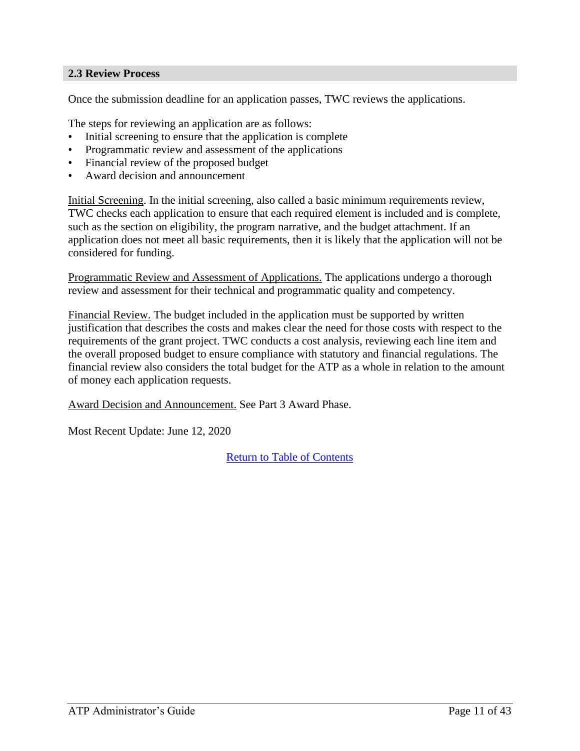## 2.3 Review Process

Once the submission deadline for an application passes, TWC reviews the applications.

The steps for reviewing an application are as follows:

- Initial screening to ensure that the application is complete
- Programmatic review and assessment of the applications
- Financial review of the proposed budget
- Award decision and announcement

Initial Screening. In the initial screening, also called a basic minimum requirements review, TWC checks each application to ensure that each required element is included and is complete, such as the section on eligibility, the program narrative, and the budget attachment. If an application does not meet all basic requirements, then it is likely that the application will not be considered for funding.

Programmatic Review and Assessment of Applications. The applications undergo a thorough review and assessment for their technical and programmatic quality and competency.

Financial Review. The budget included in the application must be supported by written justification that describes the costs and makes clear the need for those costs with respect to the requirements of the grant project. TWC conducts a cost analysis, reviewing each line item and the overall proposed budget to ensure compliance with statutory and financial regulations. The financial review also considers the total budget for the ATP as a whole in relation to the amount of money each application requests.

Award Decision and Announcement. See Part 3 Award Phase.

Most Recent Update: June 12, 2020

Return to Table of Contents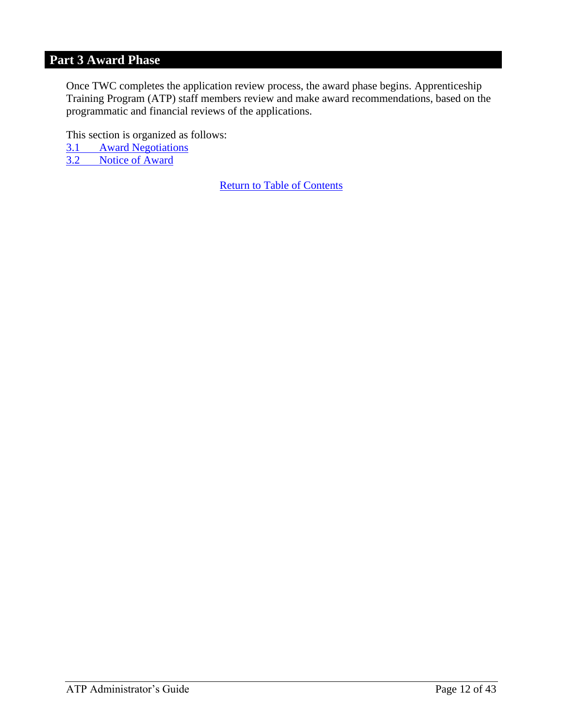# Part 3 Award Phase

Once TWC completes the application review process, the award phase begins. Apprenticeship Training Program (ATP) staff members review and make award recommendations, based on the programmatic and financial reviews of the applications.

This section is organized as follows:
3.1 Award Negotiations
3.2 Notice of Award

Return to Table of Contents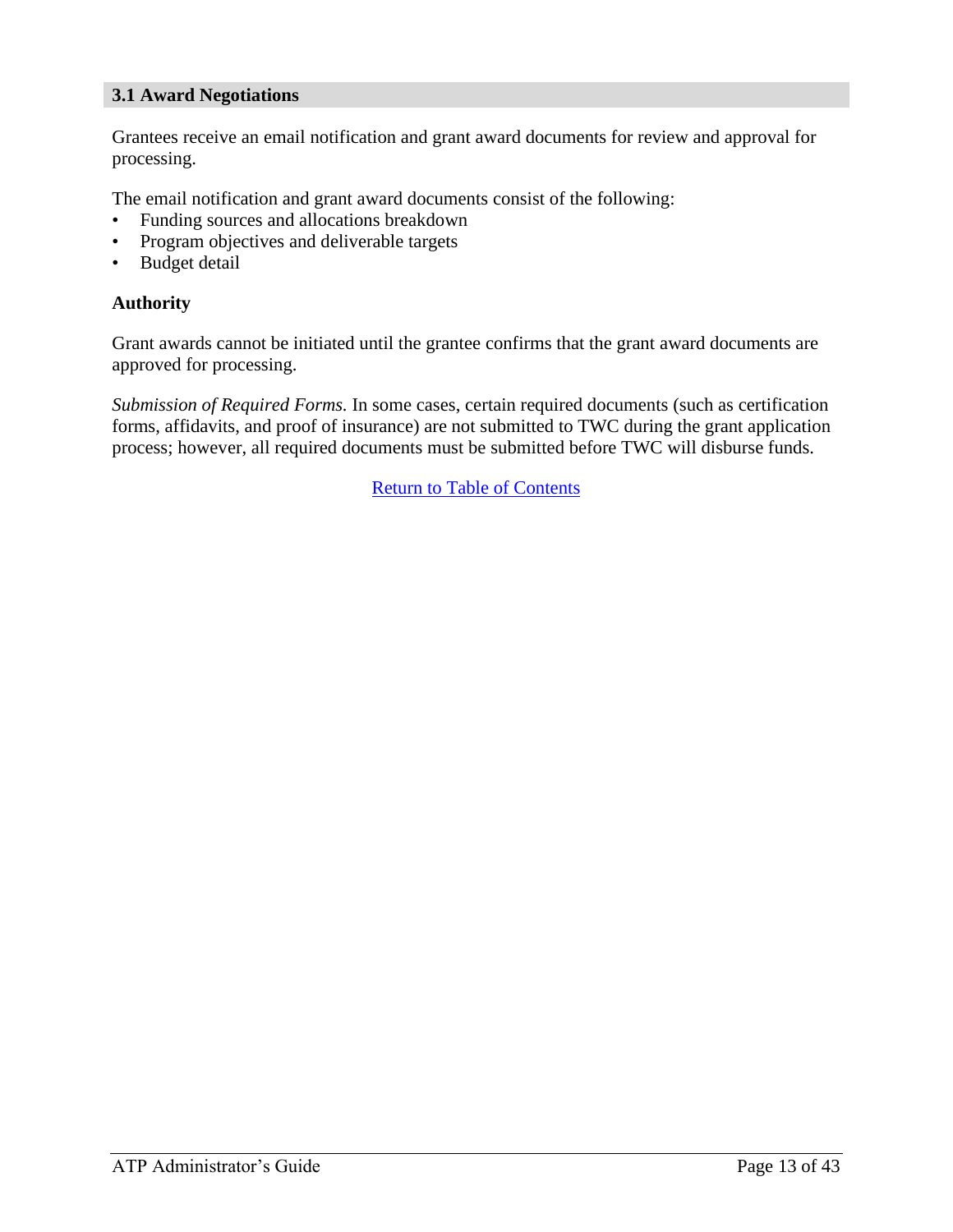## 3.1 Award Negotiations

Grantees receive an email notification and grant award documents for review and approval for processing.

The email notification and grant award documents consist of the following:

- Funding sources and allocations breakdown
- Program objectives and deliverable targets
- Budget detail

**Authority**

Grant awards cannot be initiated until the grantee confirms that the grant award documents are approved for processing.

*Submission of Required Forms.* In some cases, certain required documents (such as certification forms, affidavits, and proof of insurance) are not submitted to TWC during the grant application process; however, all required documents must be submitted before TWC will disburse funds.

Return to Table of Contents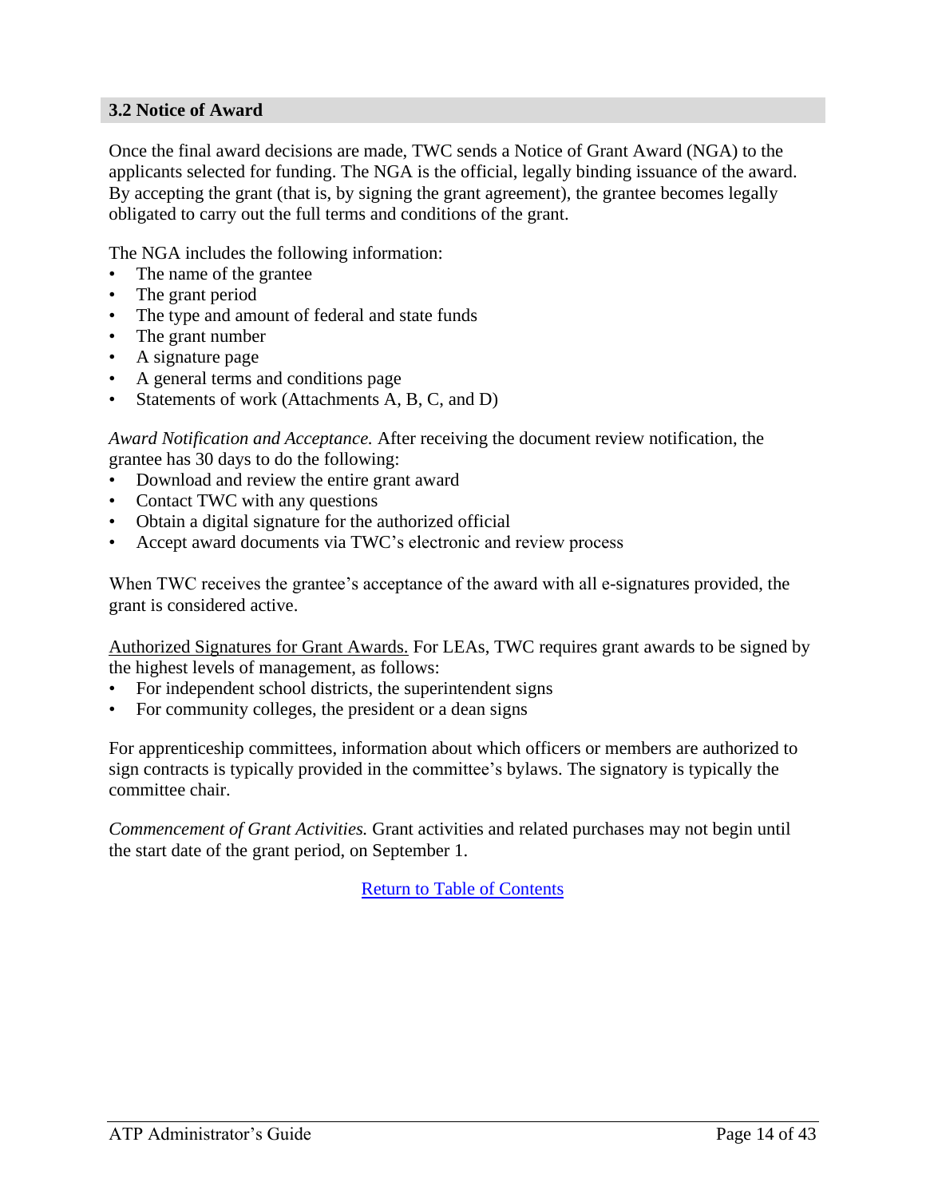## 3.2 Notice of Award

Once the final award decisions are made, TWC sends a Notice of Grant Award (NGA) to the applicants selected for funding. The NGA is the official, legally binding issuance of the award. By accepting the grant (that is, by signing the grant agreement), the grantee becomes legally obligated to carry out the full terms and conditions of the grant.

The NGA includes the following information:

- The name of the grantee
- The grant period
- The type and amount of federal and state funds
- The grant number
- A signature page
- A general terms and conditions page
- Statements of work (Attachments A, B, C, and D)

*Award Notification and Acceptance.* After receiving the document review notification, the grantee has 30 days to do the following:

- Download and review the entire grant award
- Contact TWC with any questions
- Obtain a digital signature for the authorized official
- Accept award documents via TWC's electronic and review process

When TWC receives the grantee's acceptance of the award with all e-signatures provided, the grant is considered active.

<u>Authorized Signatures for Grant Awards.</u> For LEAs, TWC requires grant awards to be signed by the highest levels of management, as follows:

- For independent school districts, the superintendent signs
- For community colleges, the president or a dean signs

For apprenticeship committees, information about which officers or members are authorized to sign contracts is typically provided in the committee's bylaws. The signatory is typically the committee chair.

*Commencement of Grant Activities.* Grant activities and related purchases may not begin until the start date of the grant period, on September 1.

Return to Table of Contents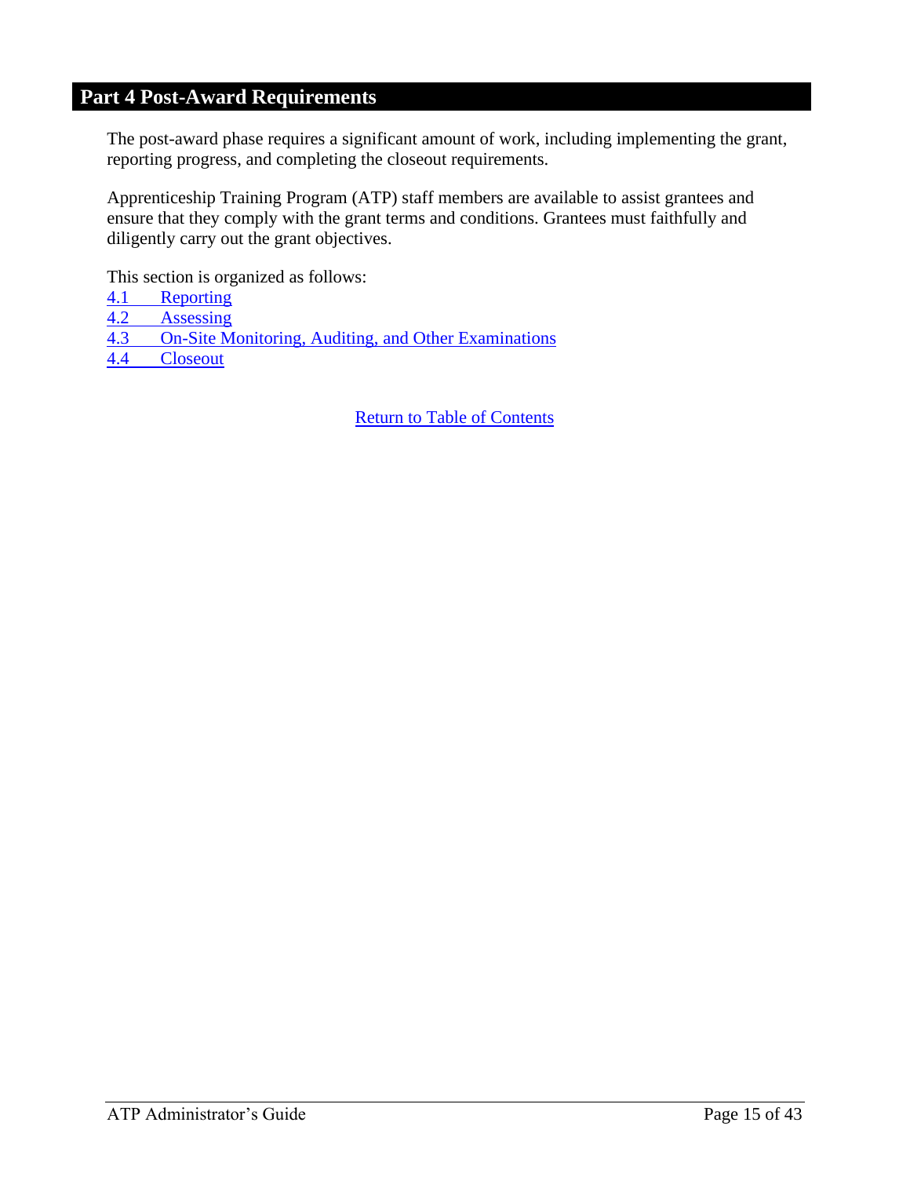# Part 4 Post-Award Requirements

The post-award phase requires a significant amount of work, including implementing the grant, reporting progress, and completing the closeout requirements.

Apprenticeship Training Program (ATP) staff members are available to assist grantees and ensure that they comply with the grant terms and conditions. Grantees must faithfully and diligently carry out the grant objectives.

This section is organized as follows:

4.1 Reporting
4.2 Assessing
4.3 On-Site Monitoring, Auditing, and Other Examinations
4.4 Closeout

Return to Table of Contents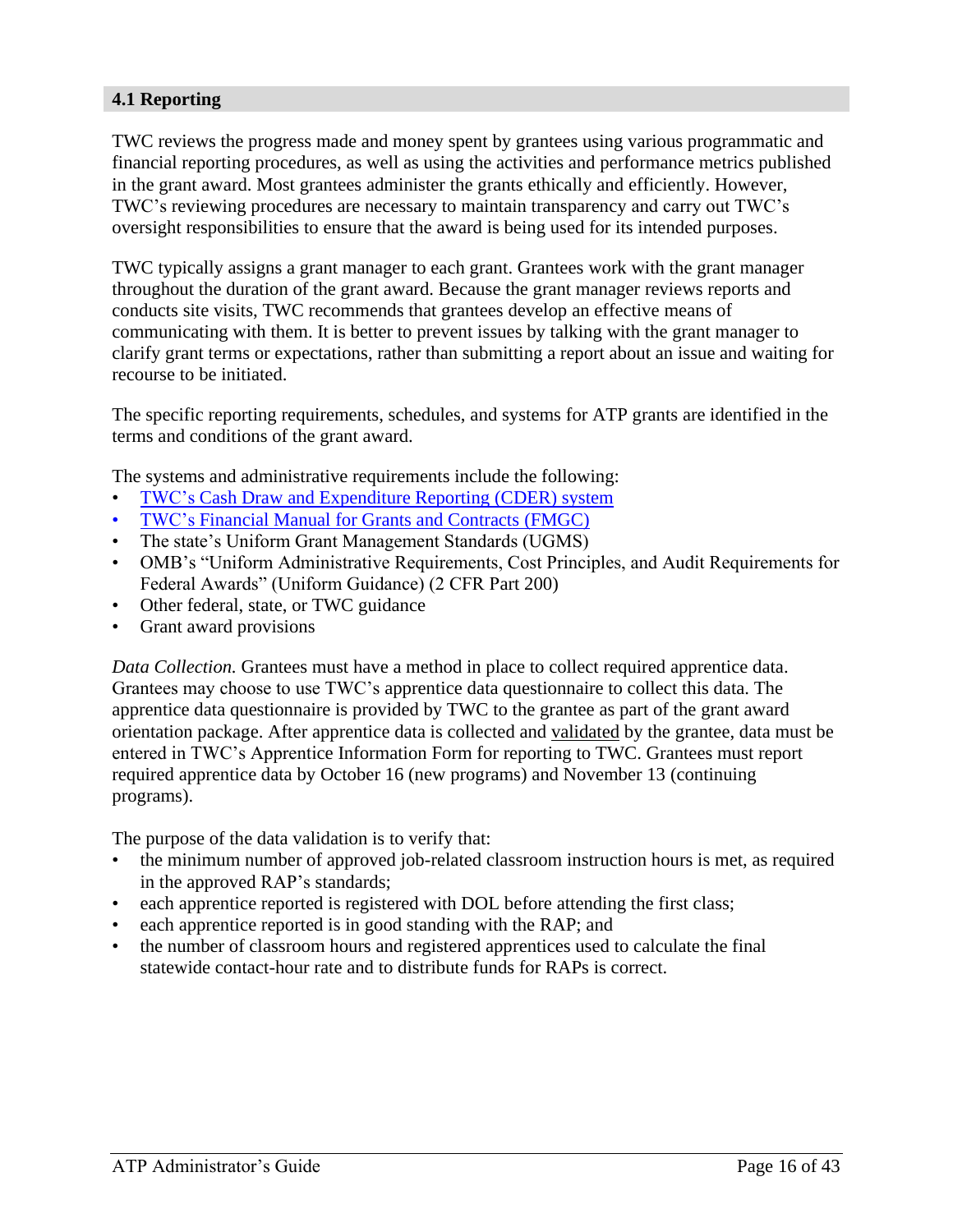## 4.1 Reporting

TWC reviews the progress made and money spent by grantees using various programmatic and financial reporting procedures, as well as using the activities and performance metrics published in the grant award. Most grantees administer the grants ethically and efficiently. However, TWC's reviewing procedures are necessary to maintain transparency and carry out TWC's oversight responsibilities to ensure that the award is being used for its intended purposes.

TWC typically assigns a grant manager to each grant. Grantees work with the grant manager throughout the duration of the grant award. Because the grant manager reviews reports and conducts site visits, TWC recommends that grantees develop an effective means of communicating with them. It is better to prevent issues by talking with the grant manager to clarify grant terms or expectations, rather than submitting a report about an issue and waiting for recourse to be initiated.

The specific reporting requirements, schedules, and systems for ATP grants are identified in the terms and conditions of the grant award.

The systems and administrative requirements include the following:

- TWC's Cash Draw and Expenditure Reporting (CDER) system
- TWC's Financial Manual for Grants and Contracts (FMGC)
- The state's Uniform Grant Management Standards (UGMS)
- OMB's "Uniform Administrative Requirements, Cost Principles, and Audit Requirements for Federal Awards" (Uniform Guidance) (2 CFR Part 200)
- Other federal, state, or TWC guidance
- Grant award provisions

*Data Collection.* Grantees must have a method in place to collect required apprentice data. Grantees may choose to use TWC's apprentice data questionnaire to collect this data. The apprentice data questionnaire is provided by TWC to the grantee as part of the grant award orientation package. After apprentice data is collected and validated by the grantee, data must be entered in TWC's Apprentice Information Form for reporting to TWC. Grantees must report required apprentice data by October 16 (new programs) and November 13 (continuing programs).

The purpose of the data validation is to verify that:

- the minimum number of approved job-related classroom instruction hours is met, as required in the approved RAP's standards;
- each apprentice reported is registered with DOL before attending the first class;
- each apprentice reported is in good standing with the RAP; and
- the number of classroom hours and registered apprentices used to calculate the final statewide contact-hour rate and to distribute funds for RAPs is correct.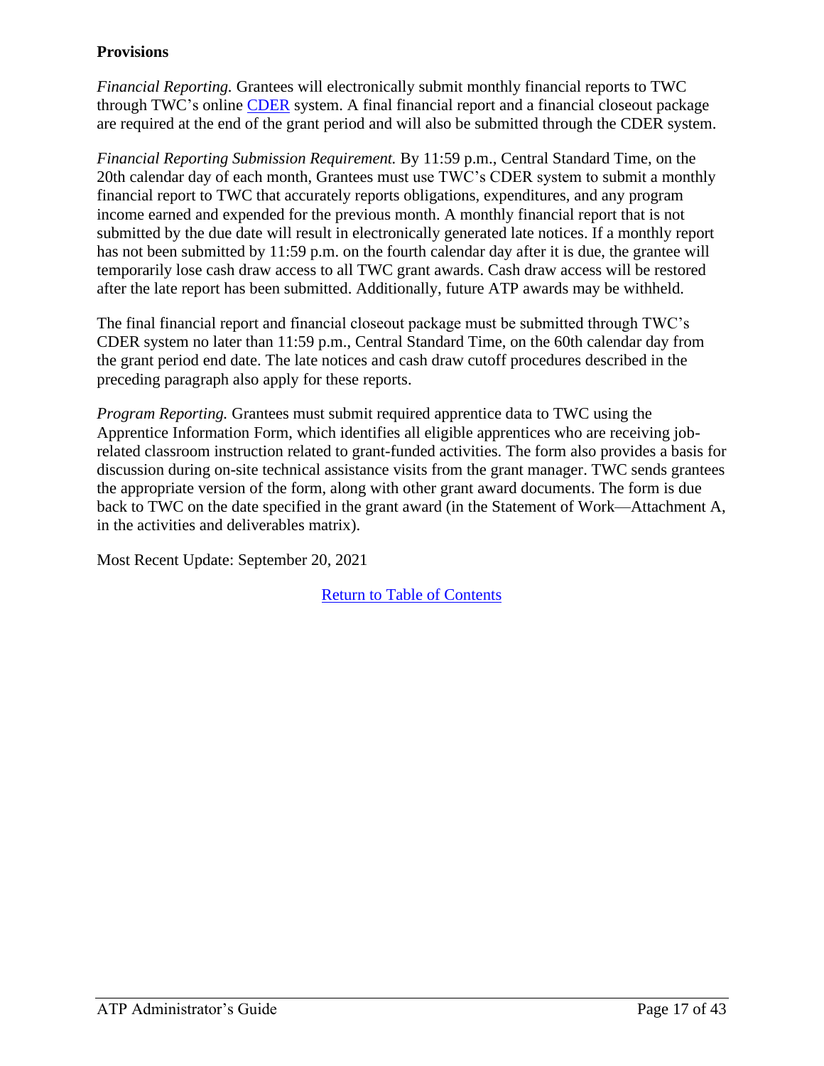**Provisions**

*Financial Reporting.* Grantees will electronically submit monthly financial reports to TWC through TWC's online [CDER](#) system. A final financial report and a financial closeout package are required at the end of the grant period and will also be submitted through the CDER system.

*Financial Reporting Submission Requirement.* By 11:59 p.m., Central Standard Time, on the 20th calendar day of each month, Grantees must use TWC's CDER system to submit a monthly financial report to TWC that accurately reports obligations, expenditures, and any program income earned and expended for the previous month. A monthly financial report that is not submitted by the due date will result in electronically generated late notices. If a monthly report has not been submitted by 11:59 p.m. on the fourth calendar day after it is due, the grantee will temporarily lose cash draw access to all TWC grant awards. Cash draw access will be restored after the late report has been submitted. Additionally, future ATP awards may be withheld.

The final financial report and financial closeout package must be submitted through TWC's CDER system no later than 11:59 p.m., Central Standard Time, on the 60th calendar day from the grant period end date. The late notices and cash draw cutoff procedures described in the preceding paragraph also apply for these reports.

*Program Reporting.* Grantees must submit required apprentice data to TWC using the Apprentice Information Form, which identifies all eligible apprentices who are receiving job-related classroom instruction related to grant-funded activities. The form also provides a basis for discussion during on-site technical assistance visits from the grant manager. TWC sends grantees the appropriate version of the form, along with other grant award documents. The form is due back to TWC on the date specified in the grant award (in the Statement of Work—Attachment A, in the activities and deliverables matrix).

Most Recent Update: September 20, 2021

[Return to Table of Contents](#)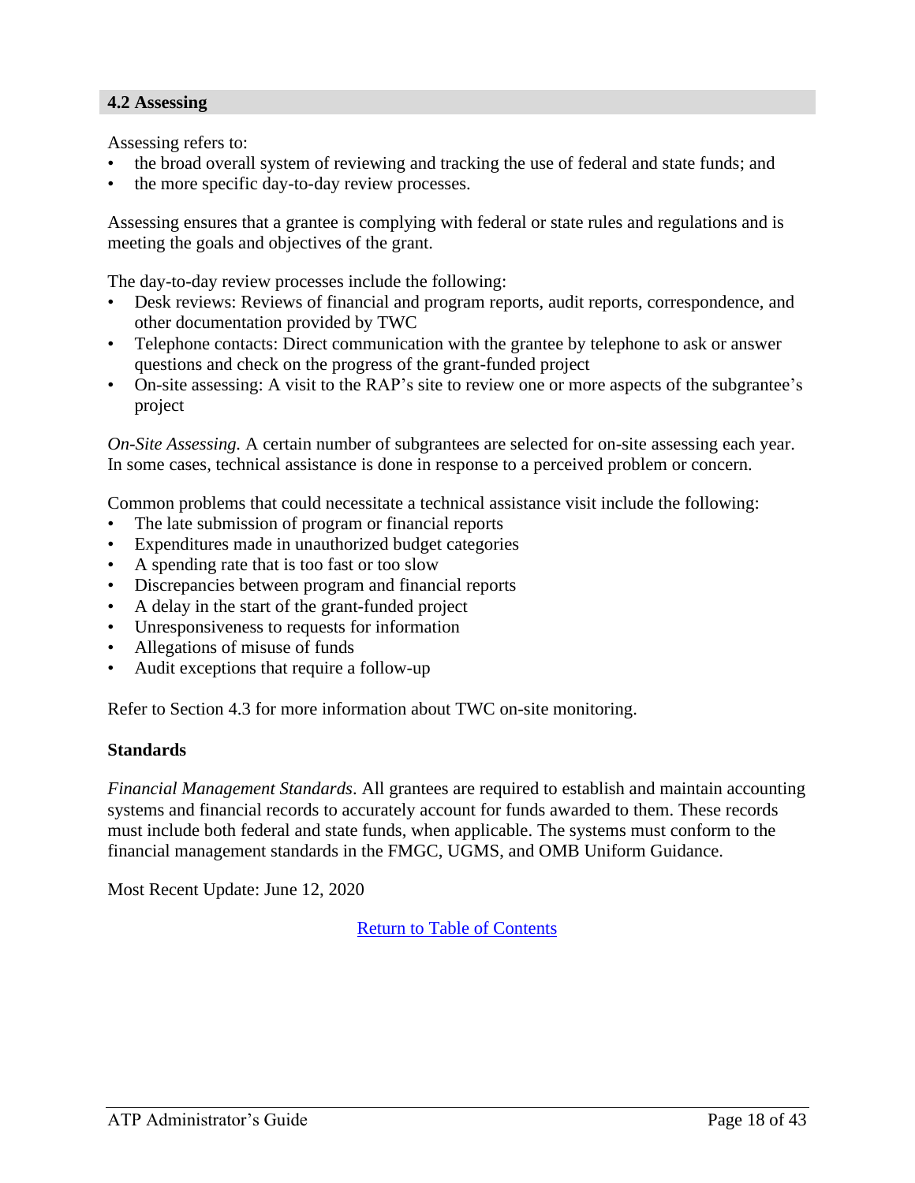## 4.2 Assessing

Assessing refers to:

- the broad overall system of reviewing and tracking the use of federal and state funds; and
- the more specific day-to-day review processes.

Assessing ensures that a grantee is complying with federal or state rules and regulations and is meeting the goals and objectives of the grant.

The day-to-day review processes include the following:

- Desk reviews: Reviews of financial and program reports, audit reports, correspondence, and other documentation provided by TWC
- Telephone contacts: Direct communication with the grantee by telephone to ask or answer questions and check on the progress of the grant-funded project
- On-site assessing: A visit to the RAP's site to review one or more aspects of the subgrantee's project

*On-Site Assessing.* A certain number of subgrantees are selected for on-site assessing each year. In some cases, technical assistance is done in response to a perceived problem or concern.

Common problems that could necessitate a technical assistance visit include the following:

- The late submission of program or financial reports
- Expenditures made in unauthorized budget categories
- A spending rate that is too fast or too slow
- Discrepancies between program and financial reports
- A delay in the start of the grant-funded project
- Unresponsiveness to requests for information
- Allegations of misuse of funds
- Audit exceptions that require a follow-up

Refer to Section 4.3 for more information about TWC on-site monitoring.

**Standards**

*Financial Management Standards*. All grantees are required to establish and maintain accounting systems and financial records to accurately account for funds awarded to them. These records must include both federal and state funds, when applicable. The systems must conform to the financial management standards in the FMGC, UGMS, and OMB Uniform Guidance.

Most Recent Update: June 12, 2020

Return to Table of Contents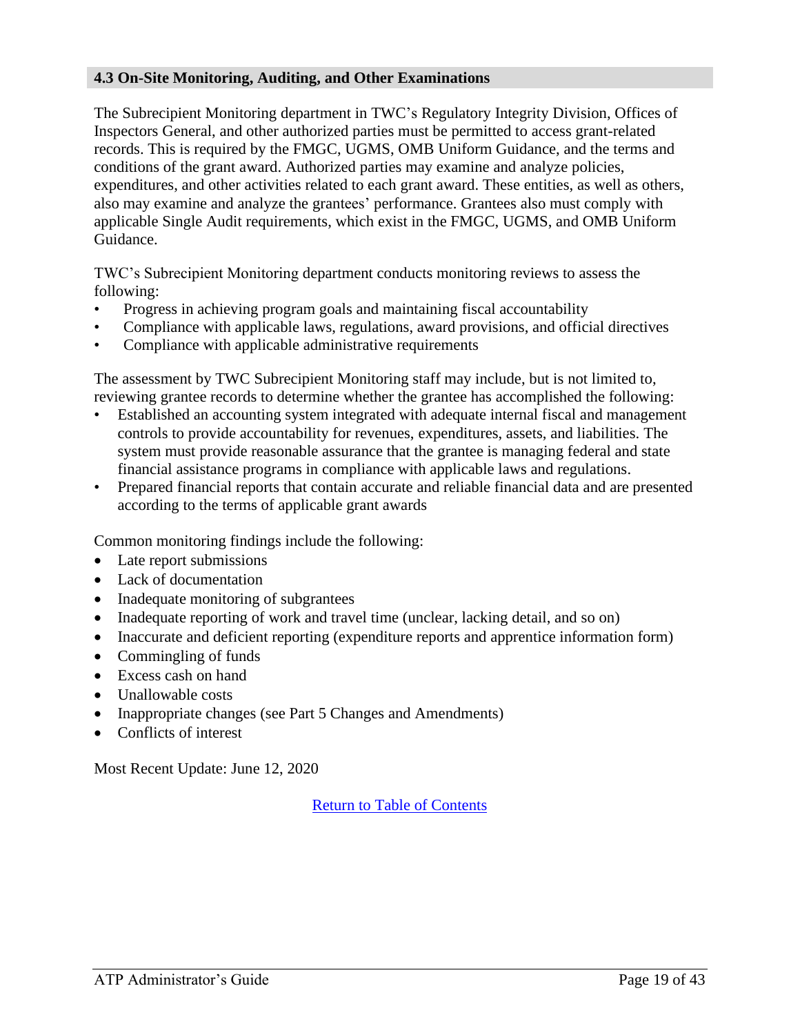## 4.3 On-Site Monitoring, Auditing, and Other Examinations

The Subrecipient Monitoring department in TWC's Regulatory Integrity Division, Offices of Inspectors General, and other authorized parties must be permitted to access grant-related records. This is required by the FMGC, UGMS, OMB Uniform Guidance, and the terms and conditions of the grant award. Authorized parties may examine and analyze policies, expenditures, and other activities related to each grant award. These entities, as well as others, also may examine and analyze the grantees' performance. Grantees also must comply with applicable Single Audit requirements, which exist in the FMGC, UGMS, and OMB Uniform Guidance.

TWC's Subrecipient Monitoring department conducts monitoring reviews to assess the following:

- Progress in achieving program goals and maintaining fiscal accountability
- Compliance with applicable laws, regulations, award provisions, and official directives
- Compliance with applicable administrative requirements

The assessment by TWC Subrecipient Monitoring staff may include, but is not limited to, reviewing grantee records to determine whether the grantee has accomplished the following:

- Established an accounting system integrated with adequate internal fiscal and management controls to provide accountability for revenues, expenditures, assets, and liabilities. The system must provide reasonable assurance that the grantee is managing federal and state financial assistance programs in compliance with applicable laws and regulations.
- Prepared financial reports that contain accurate and reliable financial data and are presented according to the terms of applicable grant awards

Common monitoring findings include the following:

- Late report submissions
- Lack of documentation
- Inadequate monitoring of subgrantees
- Inadequate reporting of work and travel time (unclear, lacking detail, and so on)
- Inaccurate and deficient reporting (expenditure reports and apprentice information form)
- Commingling of funds
- Excess cash on hand
- Unallowable costs
- Inappropriate changes (see Part 5 Changes and Amendments)
- Conflicts of interest

Most Recent Update: June 12, 2020

Return to Table of Contents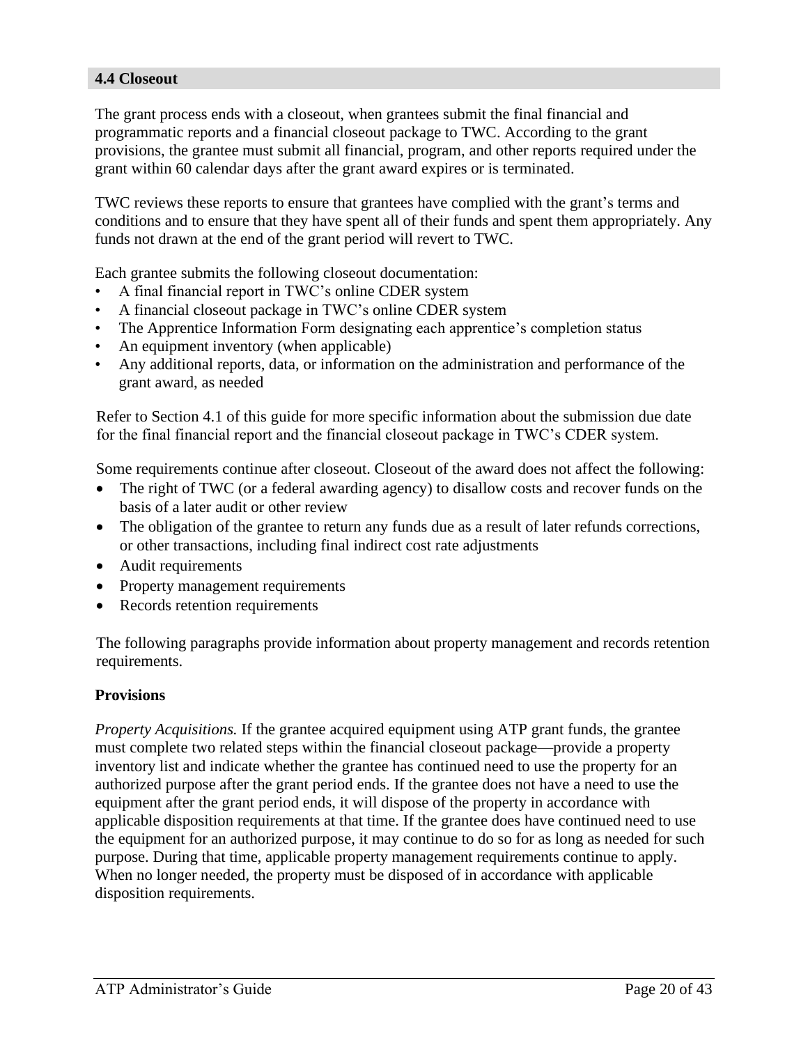## 4.4 Closeout

The grant process ends with a closeout, when grantees submit the final financial and programmatic reports and a financial closeout package to TWC. According to the grant provisions, the grantee must submit all financial, program, and other reports required under the grant within 60 calendar days after the grant award expires or is terminated.

TWC reviews these reports to ensure that grantees have complied with the grant's terms and conditions and to ensure that they have spent all of their funds and spent them appropriately. Any funds not drawn at the end of the grant period will revert to TWC.

Each grantee submits the following closeout documentation:

- A final financial report in TWC's online CDER system
- A financial closeout package in TWC's online CDER system
- The Apprentice Information Form designating each apprentice's completion status
- An equipment inventory (when applicable)
- Any additional reports, data, or information on the administration and performance of the grant award, as needed

Refer to Section 4.1 of this guide for more specific information about the submission due date for the final financial report and the financial closeout package in TWC's CDER system.

Some requirements continue after closeout. Closeout of the award does not affect the following:

- The right of TWC (or a federal awarding agency) to disallow costs and recover funds on the basis of a later audit or other review
- The obligation of the grantee to return any funds due as a result of later refunds corrections, or other transactions, including final indirect cost rate adjustments
- Audit requirements
- Property management requirements
- Records retention requirements

The following paragraphs provide information about property management and records retention requirements.

**Provisions**

*Property Acquisitions.* If the grantee acquired equipment using ATP grant funds, the grantee must complete two related steps within the financial closeout package—provide a property inventory list and indicate whether the grantee has continued need to use the property for an authorized purpose after the grant period ends. If the grantee does not have a need to use the equipment after the grant period ends, it will dispose of the property in accordance with applicable disposition requirements at that time. If the grantee does have continued need to use the equipment for an authorized purpose, it may continue to do so for as long as needed for such purpose. During that time, applicable property management requirements continue to apply. When no longer needed, the property must be disposed of in accordance with applicable disposition requirements.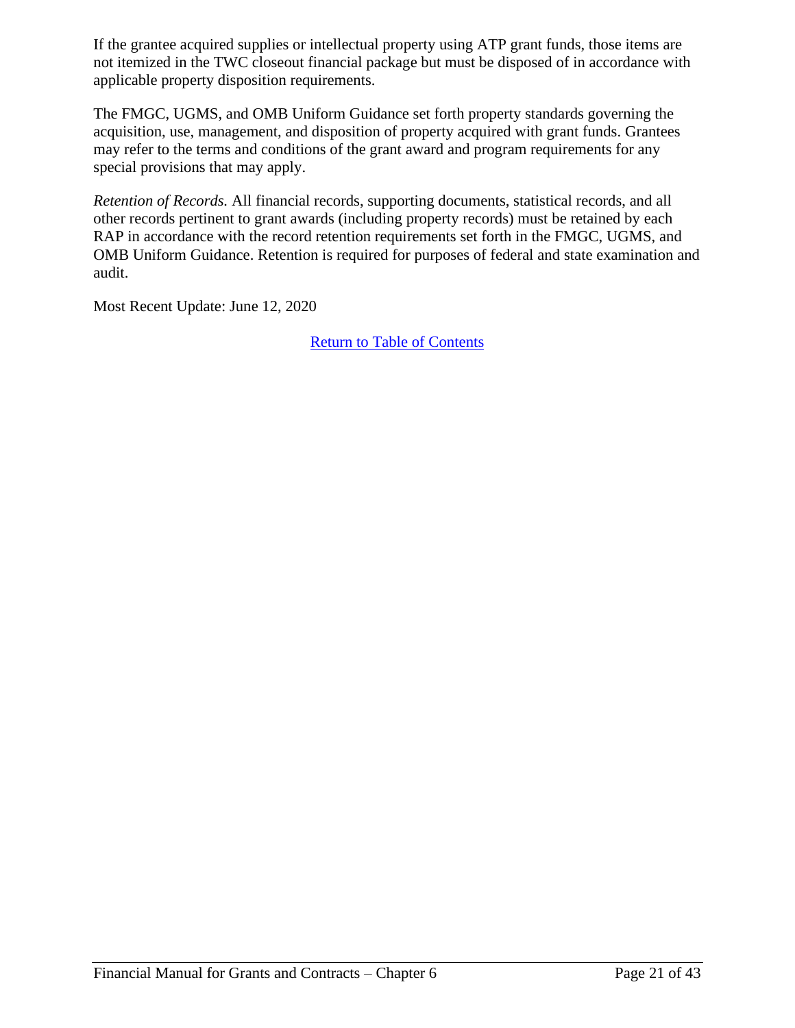If the grantee acquired supplies or intellectual property using ATP grant funds, those items are not itemized in the TWC closeout financial package but must be disposed of in accordance with applicable property disposition requirements.

The FMGC, UGMS, and OMB Uniform Guidance set forth property standards governing the acquisition, use, management, and disposition of property acquired with grant funds. Grantees may refer to the terms and conditions of the grant award and program requirements for any special provisions that may apply.

*Retention of Records.* All financial records, supporting documents, statistical records, and all other records pertinent to grant awards (including property records) must be retained by each RAP in accordance with the record retention requirements set forth in the FMGC, UGMS, and OMB Uniform Guidance. Retention is required for purposes of federal and state examination and audit.

Most Recent Update: June 12, 2020

Return to Table of Contents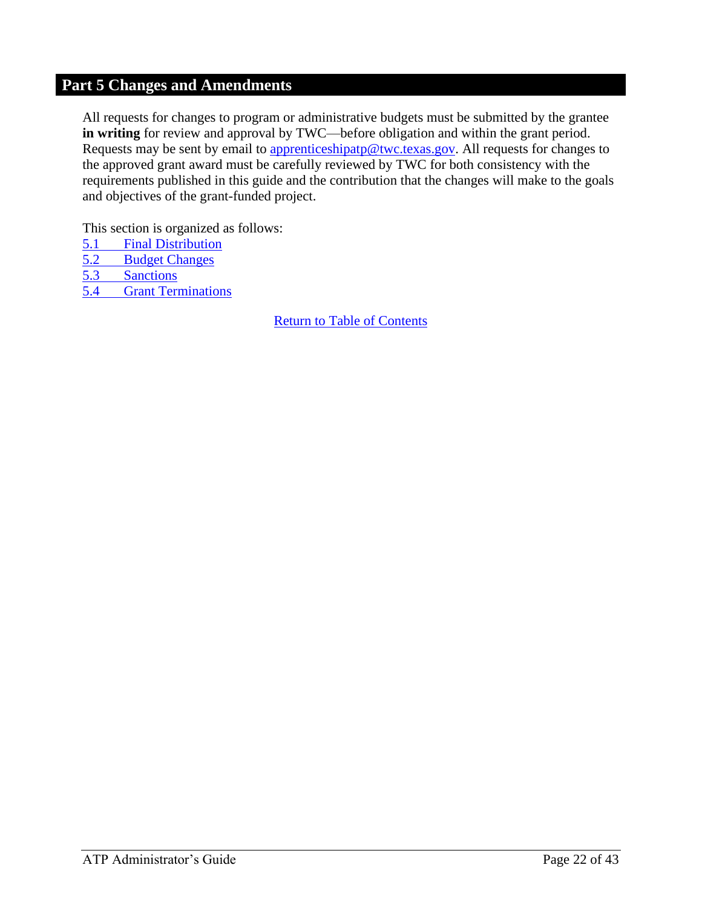# Part 5 Changes and Amendments

All requests for changes to program or administrative budgets must be submitted by the grantee **in writing** for review and approval by TWC—before obligation and within the grant period. Requests may be sent by email to apprenticeshipatp@twc.texas.gov. All requests for changes to the approved grant award must be carefully reviewed by TWC for both consistency with the requirements published in this guide and the contribution that the changes will make to the goals and objectives of the grant-funded project.

This section is organized as follows:

5.1 Final Distribution
5.2 Budget Changes
5.3 Sanctions
5.4 Grant Terminations

Return to Table of Contents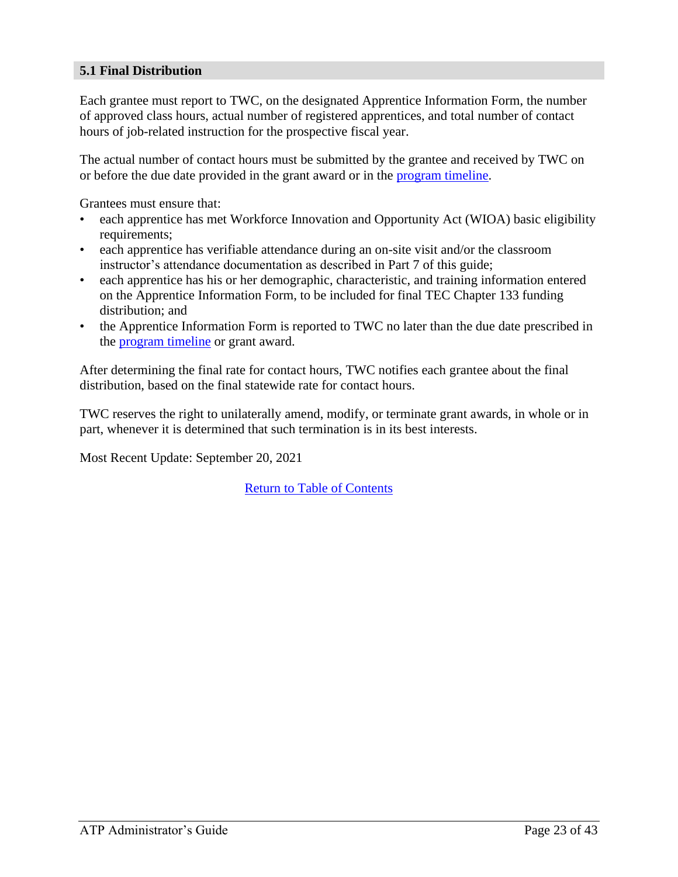### 5.1 Final Distribution

Each grantee must report to TWC, on the designated Apprentice Information Form, the number of approved class hours, actual number of registered apprentices, and total number of contact hours of job-related instruction for the prospective fiscal year.

The actual number of contact hours must be submitted by the grantee and received by TWC on or before the due date provided in the grant award or in the [program timeline](#).

Grantees must ensure that:

- each apprentice has met Workforce Innovation and Opportunity Act (WIOA) basic eligibility requirements;
- each apprentice has verifiable attendance during an on-site visit and/or the classroom instructor's attendance documentation as described in Part 7 of this guide;
- each apprentice has his or her demographic, characteristic, and training information entered on the Apprentice Information Form, to be included for final TEC Chapter 133 funding distribution; and
- the Apprentice Information Form is reported to TWC no later than the due date prescribed in the [program timeline](#) or grant award.

After determining the final rate for contact hours, TWC notifies each grantee about the final distribution, based on the final statewide rate for contact hours.

TWC reserves the right to unilaterally amend, modify, or terminate grant awards, in whole or in part, whenever it is determined that such termination is in its best interests.

Most Recent Update: September 20, 2021

[Return to Table of Contents](#)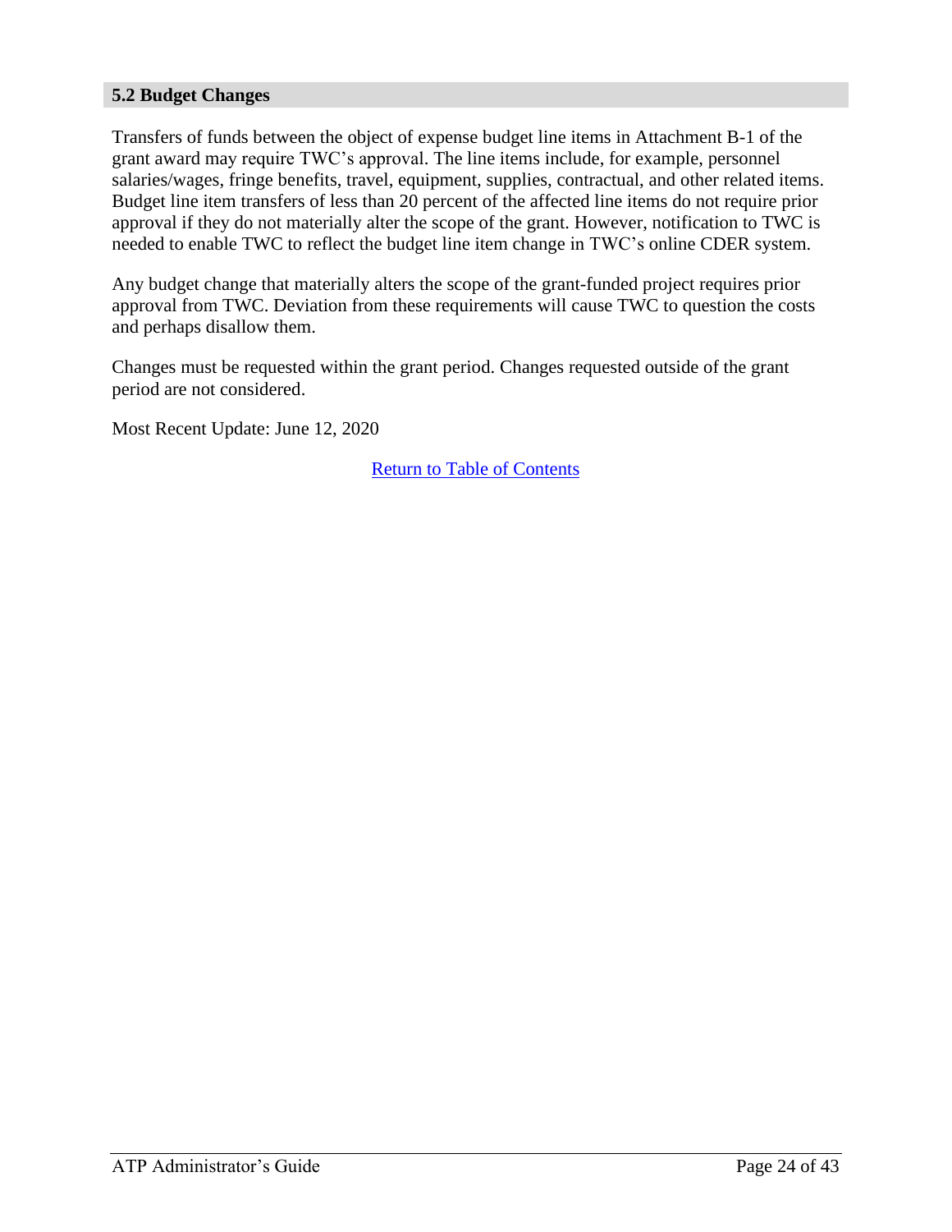## 5.2 Budget Changes

Transfers of funds between the object of expense budget line items in Attachment B-1 of the grant award may require TWC's approval. The line items include, for example, personnel salaries/wages, fringe benefits, travel, equipment, supplies, contractual, and other related items. Budget line item transfers of less than 20 percent of the affected line items do not require prior approval if they do not materially alter the scope of the grant. However, notification to TWC is needed to enable TWC to reflect the budget line item change in TWC's online CDER system.

Any budget change that materially alters the scope of the grant-funded project requires prior approval from TWC. Deviation from these requirements will cause TWC to question the costs and perhaps disallow them.

Changes must be requested within the grant period. Changes requested outside of the grant period are not considered.

Most Recent Update: June 12, 2020

Return to Table of Contents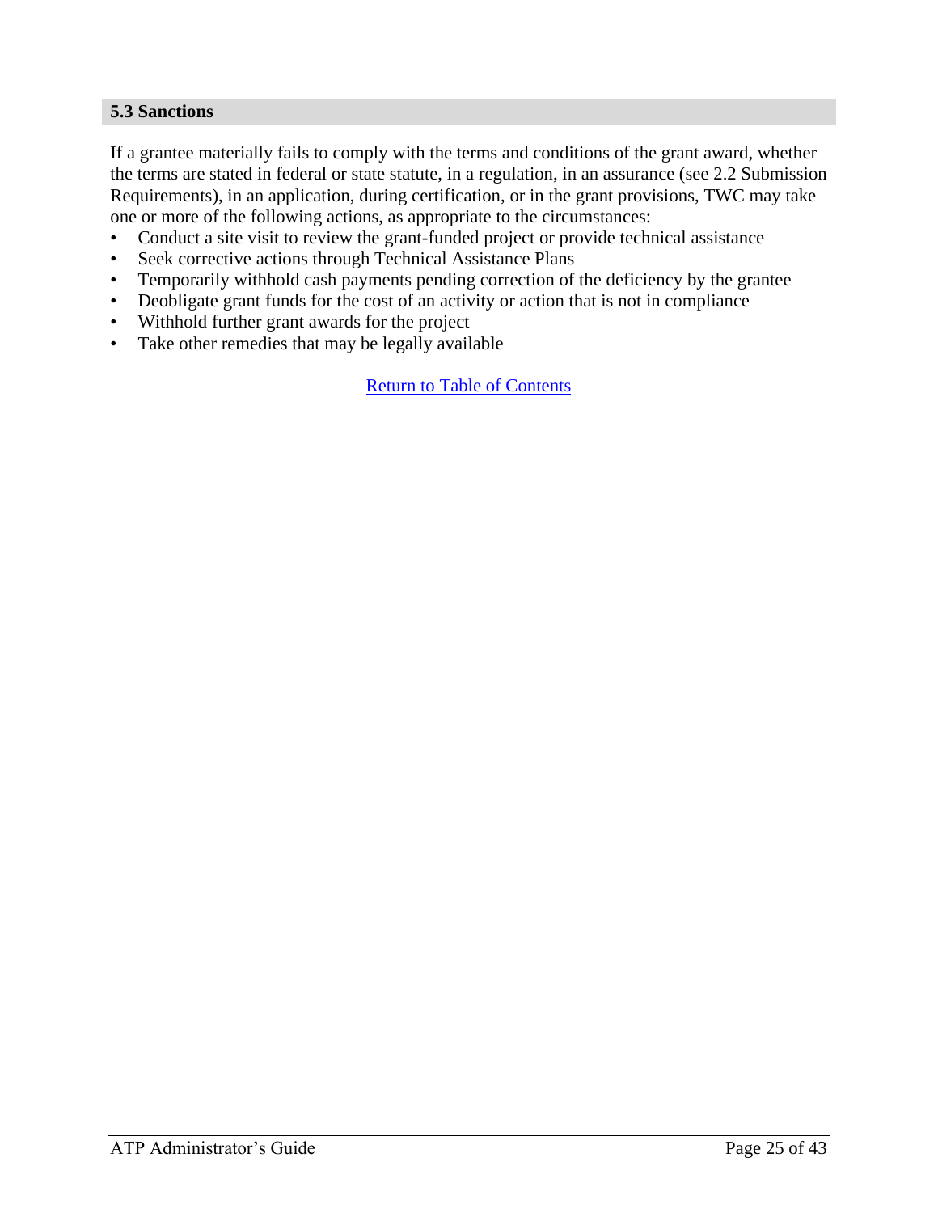## 5.3 Sanctions

If a grantee materially fails to comply with the terms and conditions of the grant award, whether the terms are stated in federal or state statute, in a regulation, in an assurance (see 2.2 Submission Requirements), in an application, during certification, or in the grant provisions, TWC may take one or more of the following actions, as appropriate to the circumstances:

- Conduct a site visit to review the grant-funded project or provide technical assistance
- Seek corrective actions through Technical Assistance Plans
- Temporarily withhold cash payments pending correction of the deficiency by the grantee
- Deobligate grant funds for the cost of an activity or action that is not in compliance
- Withhold further grant awards for the project
- Take other remedies that may be legally available

Return to Table of Contents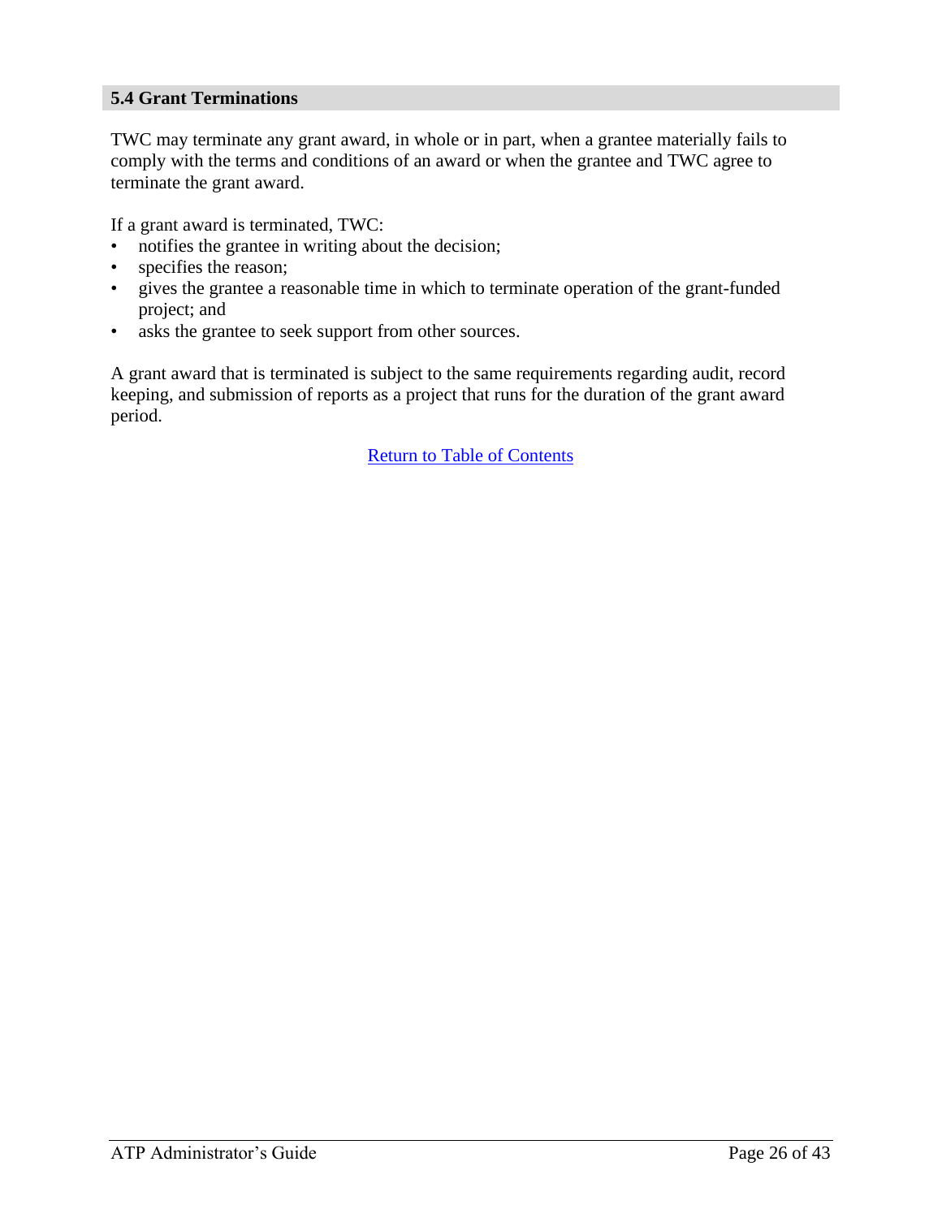## 5.4 Grant Terminations

TWC may terminate any grant award, in whole or in part, when a grantee materially fails to comply with the terms and conditions of an award or when the grantee and TWC agree to terminate the grant award.

If a grant award is terminated, TWC:

- notifies the grantee in writing about the decision;
- specifies the reason;
- gives the grantee a reasonable time in which to terminate operation of the grant-funded project; and
- asks the grantee to seek support from other sources.

A grant award that is terminated is subject to the same requirements regarding audit, record keeping, and submission of reports as a project that runs for the duration of the grant award period.

Return to Table of Contents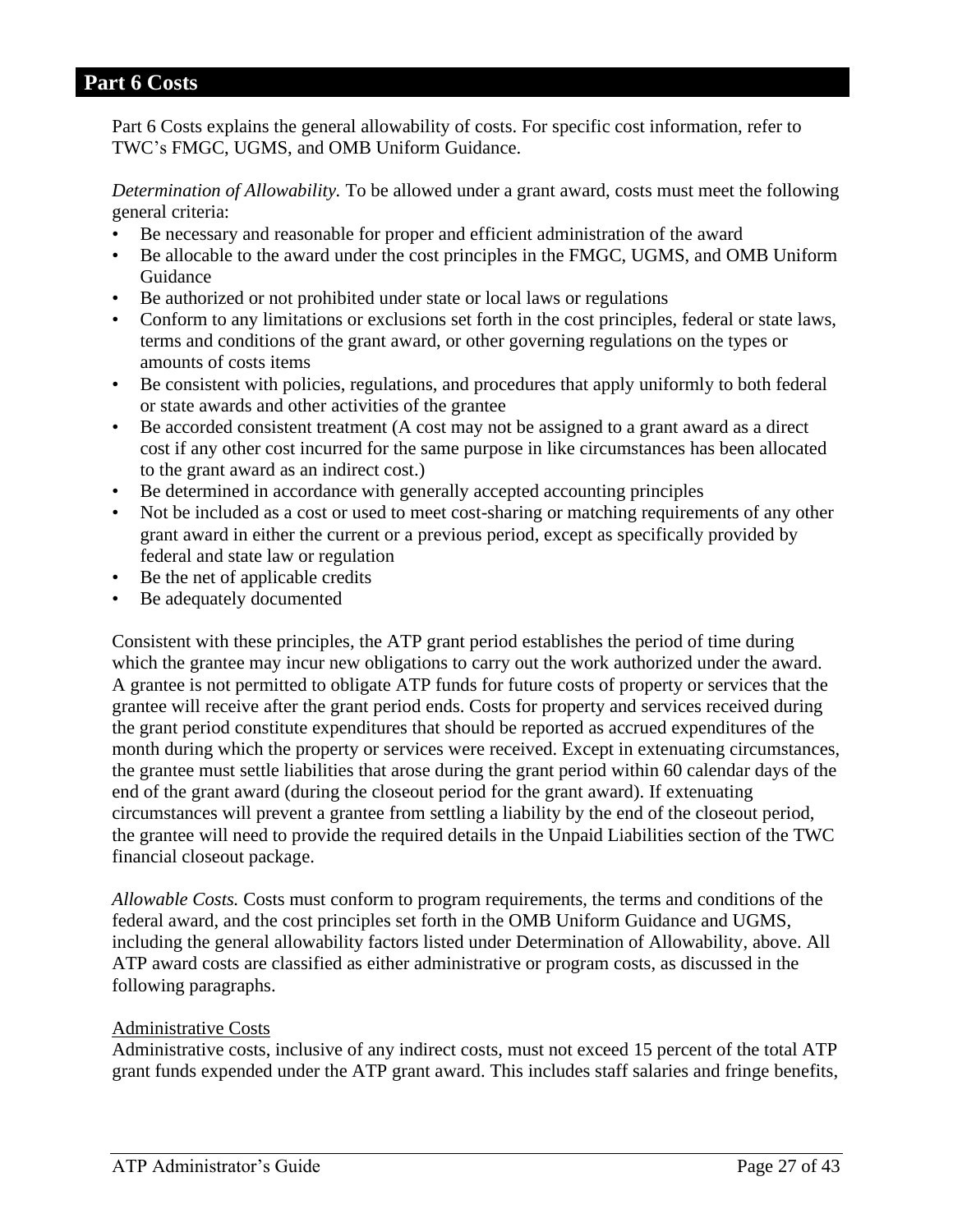## Part 6 Costs

Part 6 Costs explains the general allowability of costs. For specific cost information, refer to TWC's FMGC, UGMS, and OMB Uniform Guidance.

*Determination of Allowability.* To be allowed under a grant award, costs must meet the following general criteria:

- Be necessary and reasonable for proper and efficient administration of the award
- Be allocable to the award under the cost principles in the FMGC, UGMS, and OMB Uniform Guidance
- Be authorized or not prohibited under state or local laws or regulations
- Conform to any limitations or exclusions set forth in the cost principles, federal or state laws, terms and conditions of the grant award, or other governing regulations on the types or amounts of costs items
- Be consistent with policies, regulations, and procedures that apply uniformly to both federal or state awards and other activities of the grantee
- Be accorded consistent treatment (A cost may not be assigned to a grant award as a direct cost if any other cost incurred for the same purpose in like circumstances has been allocated to the grant award as an indirect cost.)
- Be determined in accordance with generally accepted accounting principles
- Not be included as a cost or used to meet cost-sharing or matching requirements of any other grant award in either the current or a previous period, except as specifically provided by federal and state law or regulation
- Be the net of applicable credits
- Be adequately documented

Consistent with these principles, the ATP grant period establishes the period of time during which the grantee may incur new obligations to carry out the work authorized under the award. A grantee is not permitted to obligate ATP funds for future costs of property or services that the grantee will receive after the grant period ends. Costs for property and services received during the grant period constitute expenditures that should be reported as accrued expenditures of the month during which the property or services were received. Except in extenuating circumstances, the grantee must settle liabilities that arose during the grant period within 60 calendar days of the end of the grant award (during the closeout period for the grant award). If extenuating circumstances will prevent a grantee from settling a liability by the end of the closeout period, the grantee will need to provide the required details in the Unpaid Liabilities section of the TWC financial closeout package.

*Allowable Costs.* Costs must conform to program requirements, the terms and conditions of the federal award, and the cost principles set forth in the OMB Uniform Guidance and UGMS, including the general allowability factors listed under Determination of Allowability, above. All ATP award costs are classified as either administrative or program costs, as discussed in the following paragraphs.

<u>Administrative Costs</u>

Administrative costs, inclusive of any indirect costs, must not exceed 15 percent of the total ATP grant funds expended under the ATP grant award. This includes staff salaries and fringe benefits,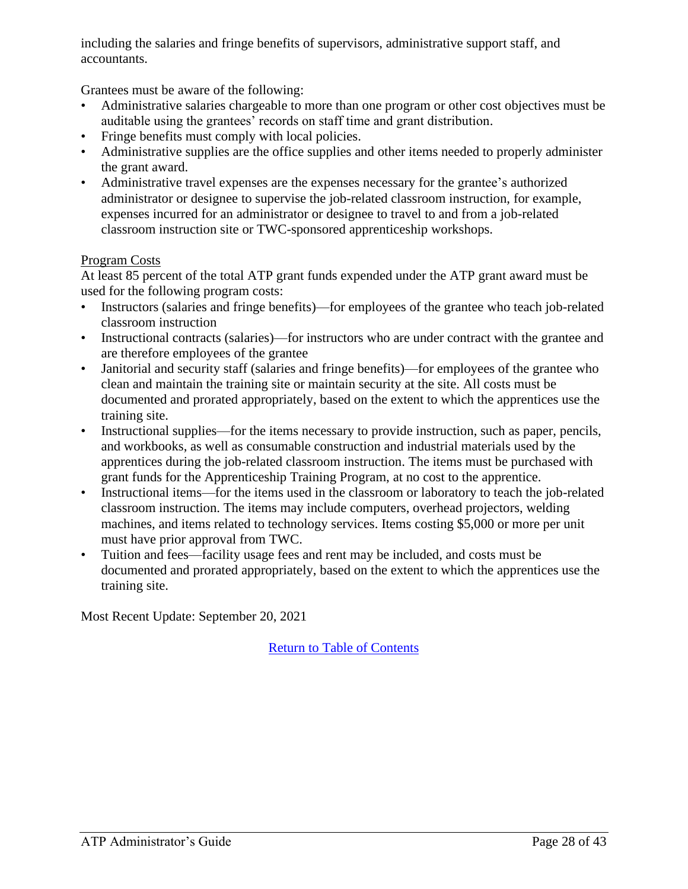including the salaries and fringe benefits of supervisors, administrative support staff, and accountants.

Grantees must be aware of the following:

- Administrative salaries chargeable to more than one program or other cost objectives must be auditable using the grantees' records on staff time and grant distribution.
- Fringe benefits must comply with local policies.
- Administrative supplies are the office supplies and other items needed to properly administer the grant award.
- Administrative travel expenses are the expenses necessary for the grantee's authorized administrator or designee to supervise the job-related classroom instruction, for example, expenses incurred for an administrator or designee to travel to and from a job-related classroom instruction site or TWC-sponsored apprenticeship workshops.

Program Costs

At least 85 percent of the total ATP grant funds expended under the ATP grant award must be used for the following program costs:

- Instructors (salaries and fringe benefits)—for employees of the grantee who teach job-related classroom instruction
- Instructional contracts (salaries)—for instructors who are under contract with the grantee and are therefore employees of the grantee
- Janitorial and security staff (salaries and fringe benefits)—for employees of the grantee who clean and maintain the training site or maintain security at the site. All costs must be documented and prorated appropriately, based on the extent to which the apprentices use the training site.
- Instructional supplies—for the items necessary to provide instruction, such as paper, pencils, and workbooks, as well as consumable construction and industrial materials used by the apprentices during the job-related classroom instruction. The items must be purchased with grant funds for the Apprenticeship Training Program, at no cost to the apprentice.
- Instructional items—for the items used in the classroom or laboratory to teach the job-related classroom instruction. The items may include computers, overhead projectors, welding machines, and items related to technology services. Items costing $5,000 or more per unit must have prior approval from TWC.
- Tuition and fees—facility usage fees and rent may be included, and costs must be documented and prorated appropriately, based on the extent to which the apprentices use the training site.

Most Recent Update: September 20, 2021

Return to Table of Contents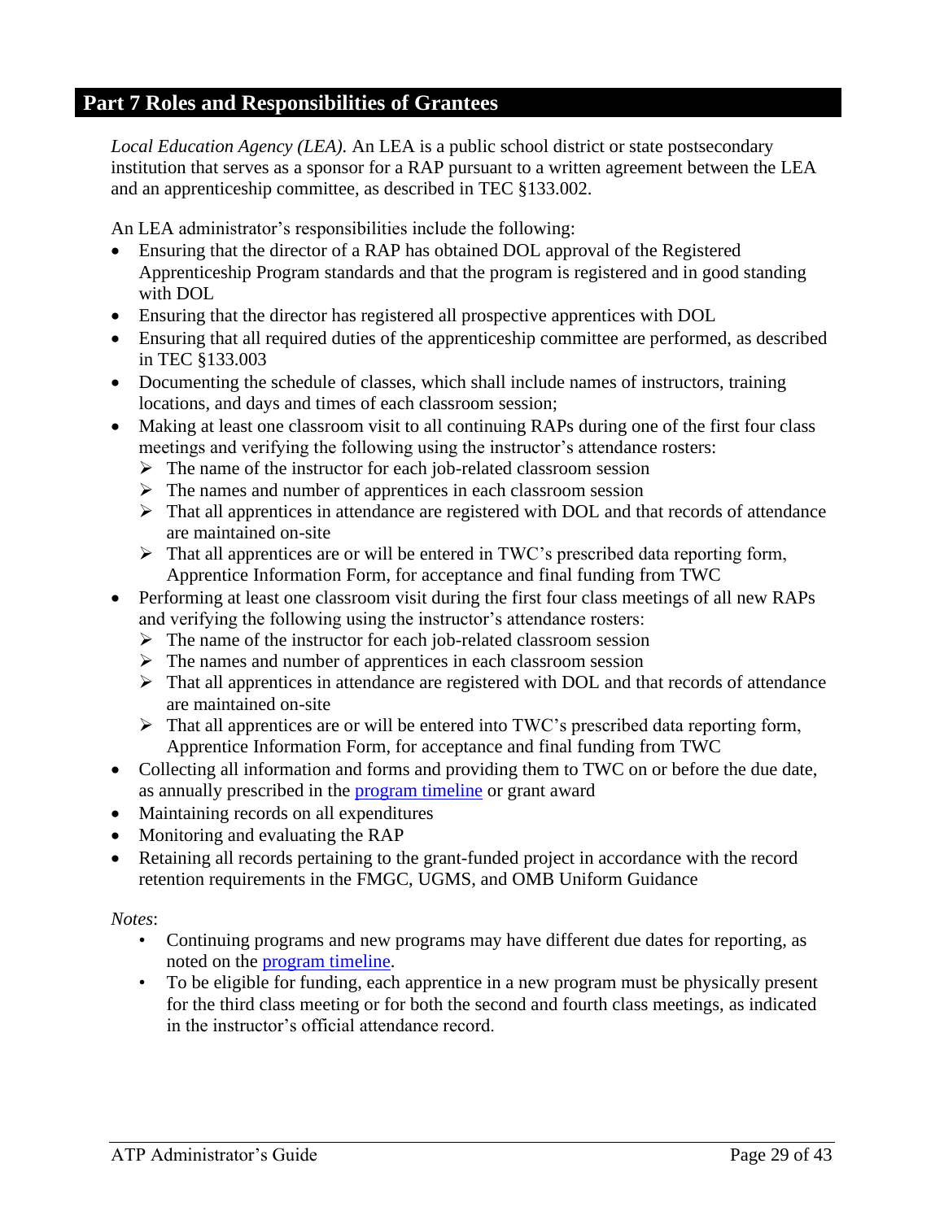## Part 7 Roles and Responsibilities of Grantees

*Local Education Agency (LEA).* An LEA is a public school district or state postsecondary institution that serves as a sponsor for a RAP pursuant to a written agreement between the LEA and an apprenticeship committee, as described in TEC §133.002.

An LEA administrator's responsibilities include the following:

- Ensuring that the director of a RAP has obtained DOL approval of the Registered Apprenticeship Program standards and that the program is registered and in good standing with DOL
- Ensuring that the director has registered all prospective apprentices with DOL
- Ensuring that all required duties of the apprenticeship committee are performed, as described in TEC §133.003
- Documenting the schedule of classes, which shall include names of instructors, training locations, and days and times of each classroom session;
- Making at least one classroom visit to all continuing RAPs during one of the first four class meetings and verifying the following using the instructor's attendance rosters:
  - The name of the instructor for each job-related classroom session
  - The names and number of apprentices in each classroom session
  - That all apprentices in attendance are registered with DOL and that records of attendance are maintained on-site
  - That all apprentices are or will be entered in TWC's prescribed data reporting form, Apprentice Information Form, for acceptance and final funding from TWC
- Performing at least one classroom visit during the first four class meetings of all new RAPs and verifying the following using the instructor's attendance rosters:
  - The name of the instructor for each job-related classroom session
  - The names and number of apprentices in each classroom session
  - That all apprentices in attendance are registered with DOL and that records of attendance are maintained on-site
  - That all apprentices are or will be entered into TWC's prescribed data reporting form, Apprentice Information Form, for acceptance and final funding from TWC
- Collecting all information and forms and providing them to TWC on or before the due date, as annually prescribed in the program timeline or grant award
- Maintaining records on all expenditures
- Monitoring and evaluating the RAP
- Retaining all records pertaining to the grant-funded project in accordance with the record retention requirements in the FMGC, UGMS, and OMB Uniform Guidance

*Notes*:

- Continuing programs and new programs may have different due dates for reporting, as noted on the program timeline.
- To be eligible for funding, each apprentice in a new program must be physically present for the third class meeting or for both the second and fourth class meetings, as indicated in the instructor's official attendance record.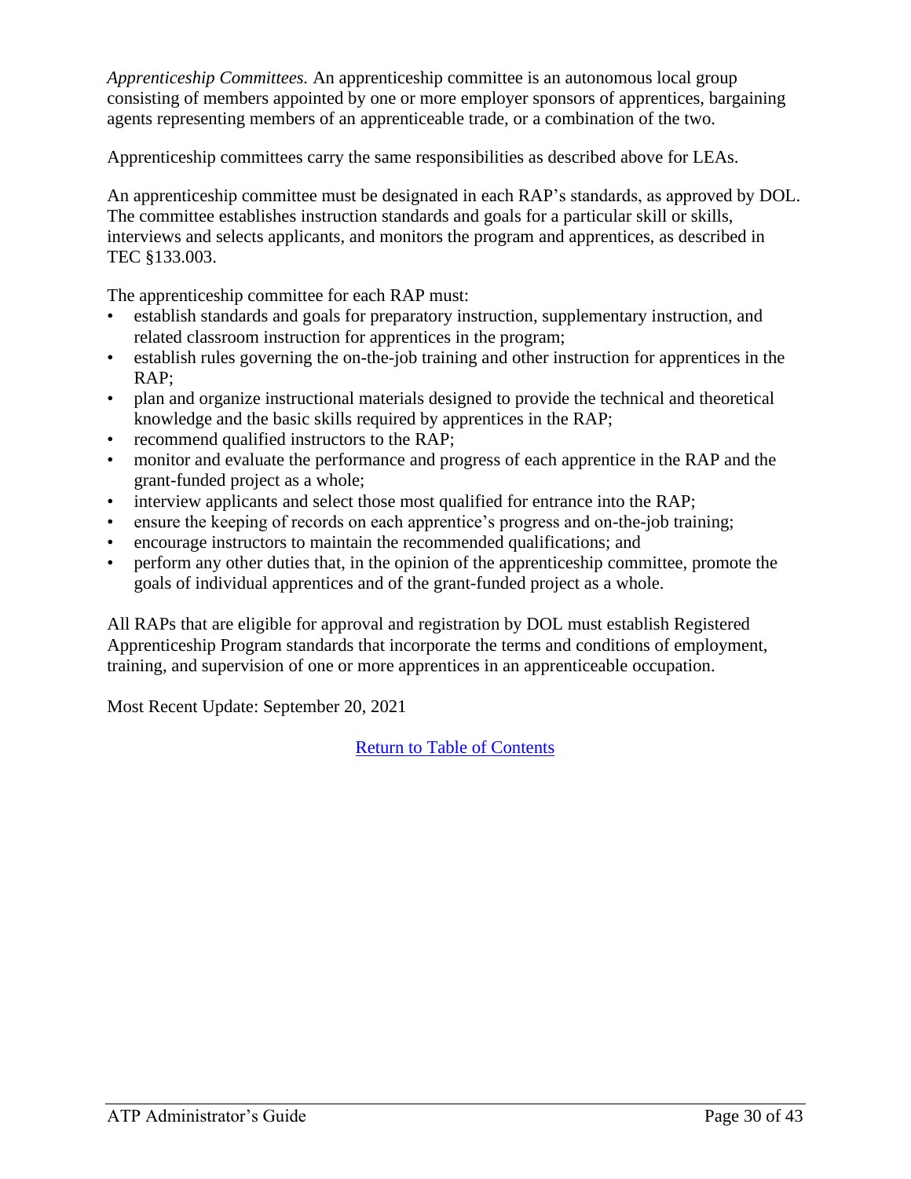*Apprenticeship Committees.* An apprenticeship committee is an autonomous local group consisting of members appointed by one or more employer sponsors of apprentices, bargaining agents representing members of an apprenticeable trade, or a combination of the two.

Apprenticeship committees carry the same responsibilities as described above for LEAs.

An apprenticeship committee must be designated in each RAP's standards, as approved by DOL. The committee establishes instruction standards and goals for a particular skill or skills, interviews and selects applicants, and monitors the program and apprentices, as described in TEC §133.003.

The apprenticeship committee for each RAP must:

- establish standards and goals for preparatory instruction, supplementary instruction, and related classroom instruction for apprentices in the program;
- establish rules governing the on-the-job training and other instruction for apprentices in the RAP;
- plan and organize instructional materials designed to provide the technical and theoretical knowledge and the basic skills required by apprentices in the RAP;
- recommend qualified instructors to the RAP;
- monitor and evaluate the performance and progress of each apprentice in the RAP and the grant-funded project as a whole;
- interview applicants and select those most qualified for entrance into the RAP;
- ensure the keeping of records on each apprentice's progress and on-the-job training;
- encourage instructors to maintain the recommended qualifications; and
- perform any other duties that, in the opinion of the apprenticeship committee, promote the goals of individual apprentices and of the grant-funded project as a whole.

All RAPs that are eligible for approval and registration by DOL must establish Registered Apprenticeship Program standards that incorporate the terms and conditions of employment, training, and supervision of one or more apprentices in an apprenticeable occupation.

Most Recent Update: September 20, 2021

Return to Table of Contents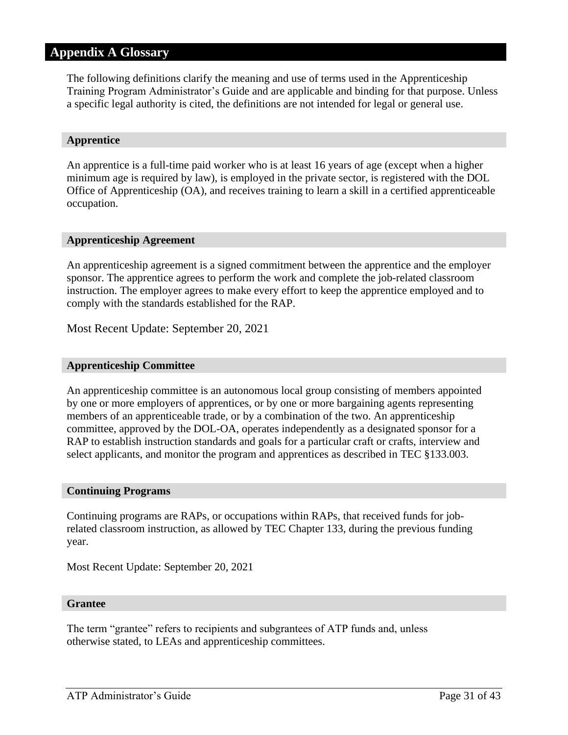# Appendix A Glossary

The following definitions clarify the meaning and use of terms used in the Apprenticeship Training Program Administrator's Guide and are applicable and binding for that purpose. Unless a specific legal authority is cited, the definitions are not intended for legal or general use.

### Apprentice

An apprentice is a full-time paid worker who is at least 16 years of age (except when a higher minimum age is required by law), is employed in the private sector, is registered with the DOL Office of Apprenticeship (OA), and receives training to learn a skill in a certified apprenticeable occupation.

### Apprenticeship Agreement

An apprenticeship agreement is a signed commitment between the apprentice and the employer sponsor. The apprentice agrees to perform the work and complete the job-related classroom instruction. The employer agrees to make every effort to keep the apprentice employed and to comply with the standards established for the RAP.

Most Recent Update: September 20, 2021

### Apprenticeship Committee

An apprenticeship committee is an autonomous local group consisting of members appointed by one or more employers of apprentices, or by one or more bargaining agents representing members of an apprenticeable trade, or by a combination of the two. An apprenticeship committee, approved by the DOL-OA, operates independently as a designated sponsor for a RAP to establish instruction standards and goals for a particular craft or crafts, interview and select applicants, and monitor the program and apprentices as described in TEC §133.003.

### Continuing Programs

Continuing programs are RAPs, or occupations within RAPs, that received funds for job-related classroom instruction, as allowed by TEC Chapter 133, during the previous funding year.

Most Recent Update: September 20, 2021

### Grantee

The term "grantee" refers to recipients and subgrantees of ATP funds and, unless otherwise stated, to LEAs and apprenticeship committees.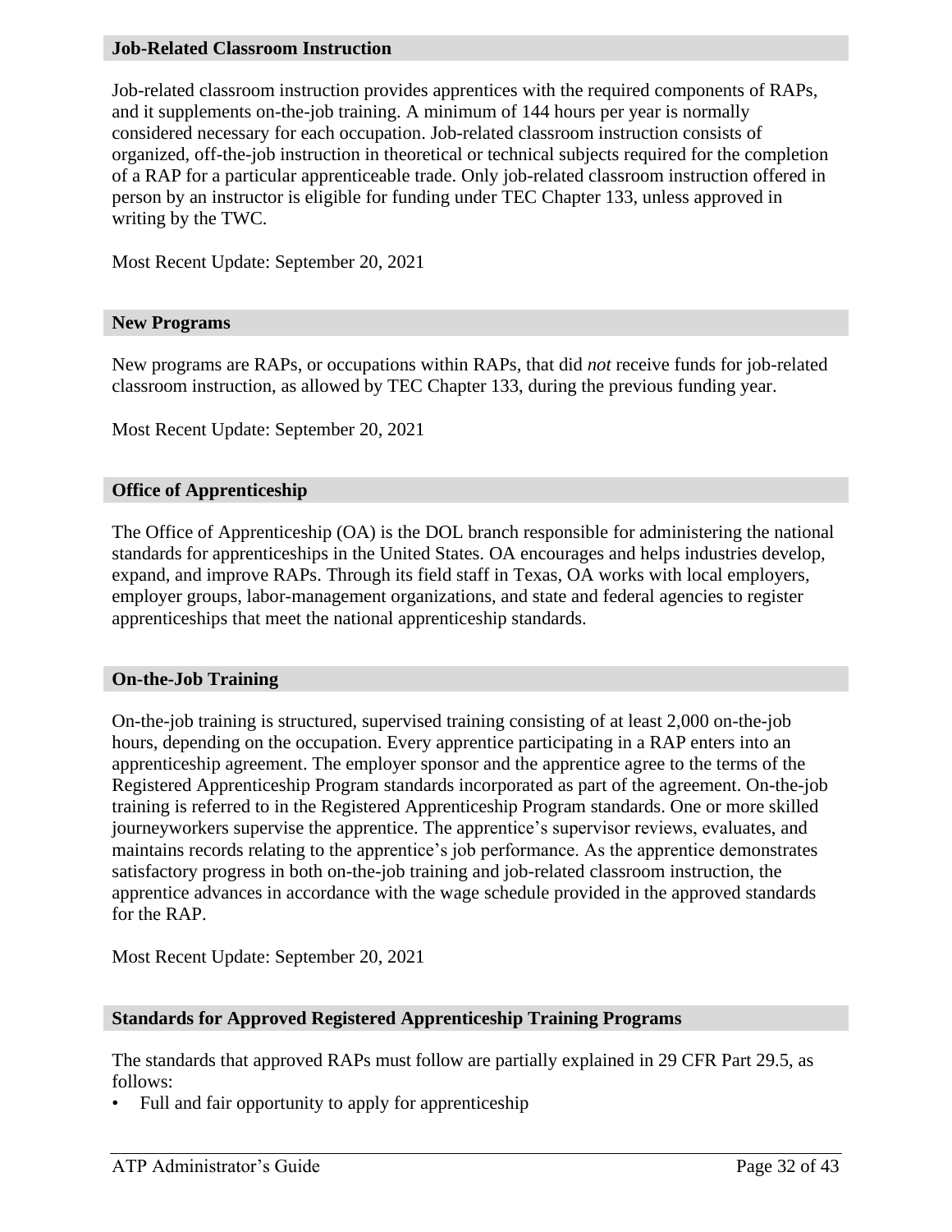### Job-Related Classroom Instruction

Job-related classroom instruction provides apprentices with the required components of RAPs, and it supplements on-the-job training. A minimum of 144 hours per year is normally considered necessary for each occupation. Job-related classroom instruction consists of organized, off-the-job instruction in theoretical or technical subjects required for the completion of a RAP for a particular apprenticeable trade. Only job-related classroom instruction offered in person by an instructor is eligible for funding under TEC Chapter 133, unless approved in writing by the TWC.

Most Recent Update: September 20, 2021

### New Programs

New programs are RAPs, or occupations within RAPs, that did *not* receive funds for job-related classroom instruction, as allowed by TEC Chapter 133, during the previous funding year.

Most Recent Update: September 20, 2021

### Office of Apprenticeship

The Office of Apprenticeship (OA) is the DOL branch responsible for administering the national standards for apprenticeships in the United States. OA encourages and helps industries develop, expand, and improve RAPs. Through its field staff in Texas, OA works with local employers, employer groups, labor-management organizations, and state and federal agencies to register apprenticeships that meet the national apprenticeship standards.

### On-the-Job Training

On-the-job training is structured, supervised training consisting of at least 2,000 on-the-job hours, depending on the occupation. Every apprentice participating in a RAP enters into an apprenticeship agreement. The employer sponsor and the apprentice agree to the terms of the Registered Apprenticeship Program standards incorporated as part of the agreement. On-the-job training is referred to in the Registered Apprenticeship Program standards. One or more skilled journeyworkers supervise the apprentice. The apprentice's supervisor reviews, evaluates, and maintains records relating to the apprentice's job performance. As the apprentice demonstrates satisfactory progress in both on-the-job training and job-related classroom instruction, the apprentice advances in accordance with the wage schedule provided in the approved standards for the RAP.

Most Recent Update: September 20, 2021

### Standards for Approved Registered Apprenticeship Training Programs

The standards that approved RAPs must follow are partially explained in 29 CFR Part 29.5, as follows:

- Full and fair opportunity to apply for apprenticeship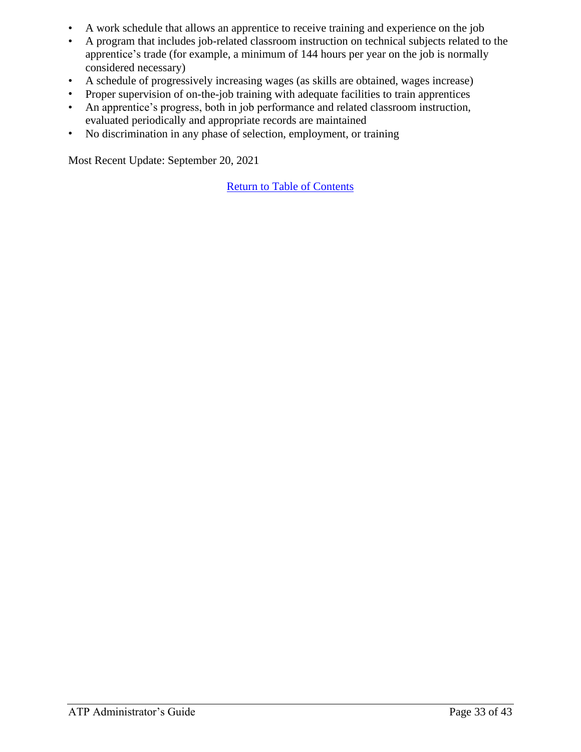- A work schedule that allows an apprentice to receive training and experience on the job
- A program that includes job-related classroom instruction on technical subjects related to the apprentice's trade (for example, a minimum of 144 hours per year on the job is normally considered necessary)
- A schedule of progressively increasing wages (as skills are obtained, wages increase)
- Proper supervision of on-the-job training with adequate facilities to train apprentices
- An apprentice's progress, both in job performance and related classroom instruction, evaluated periodically and appropriate records are maintained
- No discrimination in any phase of selection, employment, or training

Most Recent Update: September 20, 2021

Return to Table of Contents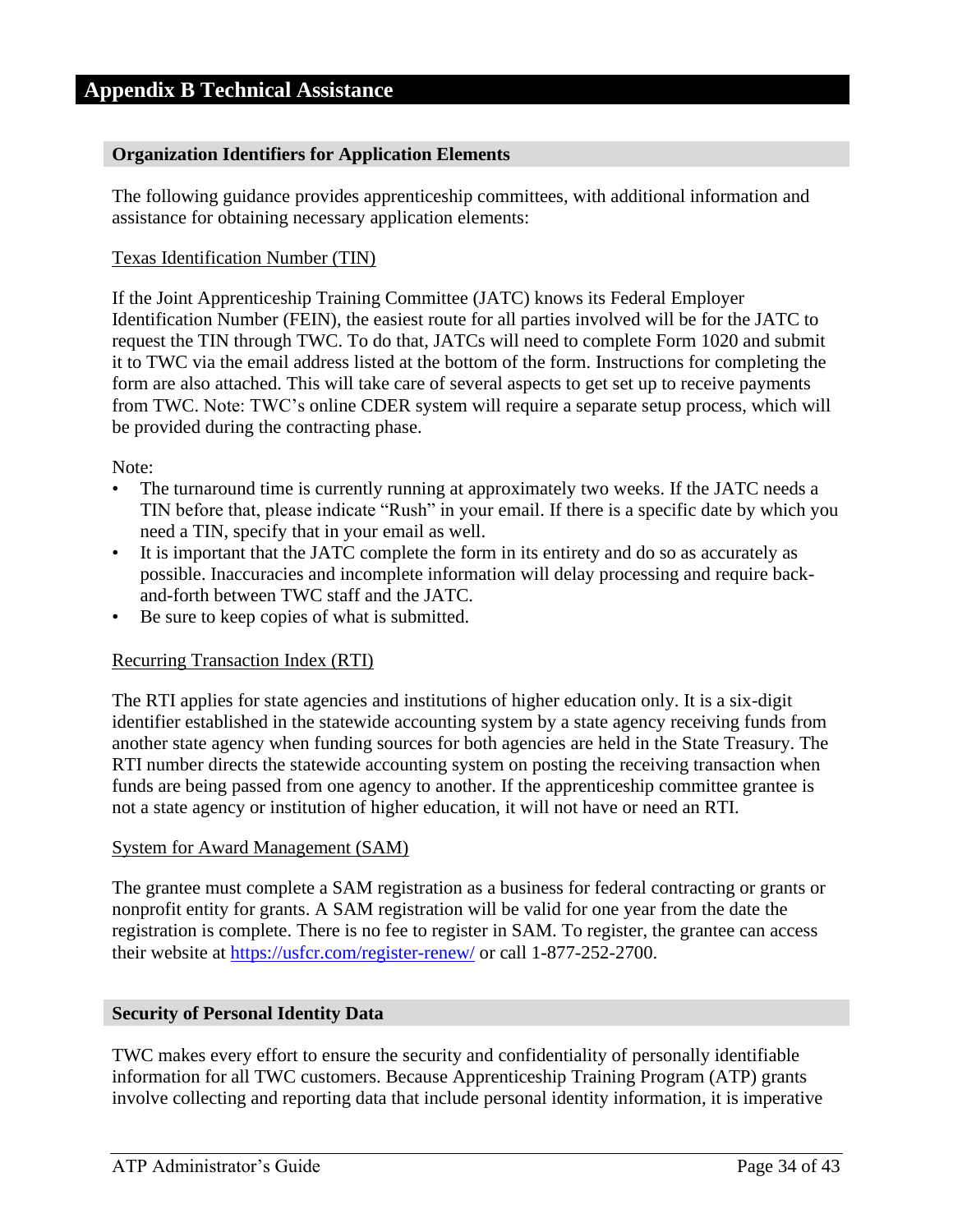# Appendix B Technical Assistance

## Organization Identifiers for Application Elements

The following guidance provides apprenticeship committees, with additional information and assistance for obtaining necessary application elements:

### Texas Identification Number (TIN)

If the Joint Apprenticeship Training Committee (JATC) knows its Federal Employer Identification Number (FEIN), the easiest route for all parties involved will be for the JATC to request the TIN through TWC. To do that, JATCs will need to complete Form 1020 and submit it to TWC via the email address listed at the bottom of the form. Instructions for completing the form are also attached. This will take care of several aspects to get set up to receive payments from TWC. Note: TWC's online CDER system will require a separate setup process, which will be provided during the contracting phase.

Note:

- The turnaround time is currently running at approximately two weeks. If the JATC needs a TIN before that, please indicate "Rush" in your email. If there is a specific date by which you need a TIN, specify that in your email as well.
- It is important that the JATC complete the form in its entirety and do so as accurately as possible. Inaccuracies and incomplete information will delay processing and require back-and-forth between TWC staff and the JATC.
- Be sure to keep copies of what is submitted.

### Recurring Transaction Index (RTI)

The RTI applies for state agencies and institutions of higher education only. It is a six-digit identifier established in the statewide accounting system by a state agency receiving funds from another state agency when funding sources for both agencies are held in the State Treasury. The RTI number directs the statewide accounting system on posting the receiving transaction when funds are being passed from one agency to another. If the apprenticeship committee grantee is not a state agency or institution of higher education, it will not have or need an RTI.

### System for Award Management (SAM)

The grantee must complete a SAM registration as a business for federal contracting or grants or nonprofit entity for grants. A SAM registration will be valid for one year from the date the registration is complete. There is no fee to register in SAM. To register, the grantee can access their website at [https://usfcr.com/register-renew/](https://usfcr.com/register-renew/) or call 1-877-252-2700.

## Security of Personal Identity Data

TWC makes every effort to ensure the security and confidentiality of personally identifiable information for all TWC customers. Because Apprenticeship Training Program (ATP) grants involve collecting and reporting data that include personal identity information, it is imperative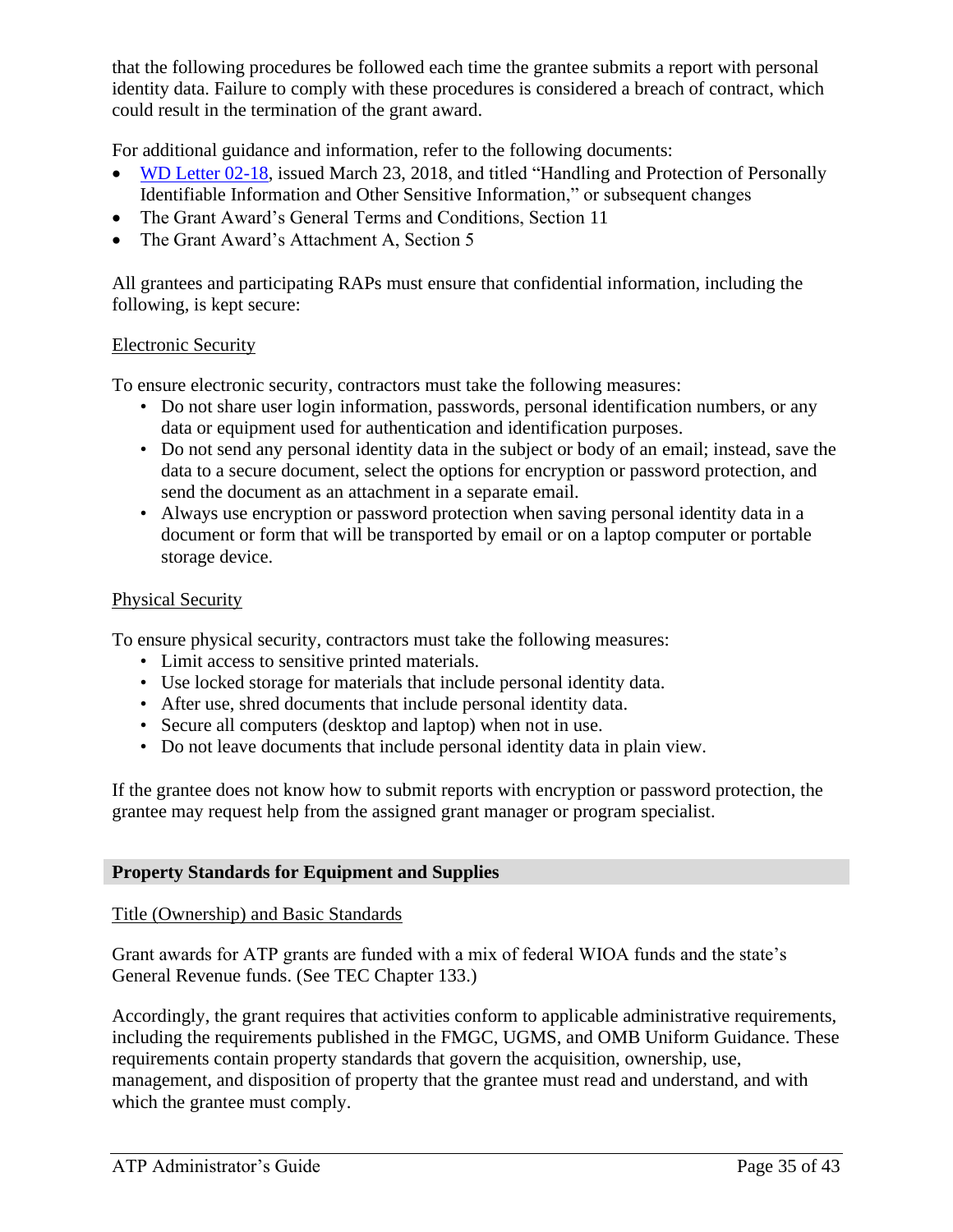that the following procedures be followed each time the grantee submits a report with personal identity data. Failure to comply with these procedures is considered a breach of contract, which could result in the termination of the grant award.

For additional guidance and information, refer to the following documents:

- WD Letter 02-18, issued March 23, 2018, and titled "Handling and Protection of Personally Identifiable Information and Other Sensitive Information," or subsequent changes
- The Grant Award's General Terms and Conditions, Section 11
- The Grant Award's Attachment A, Section 5

All grantees and participating RAPs must ensure that confidential information, including the following, is kept secure:

Electronic Security

To ensure electronic security, contractors must take the following measures:

- Do not share user login information, passwords, personal identification numbers, or any data or equipment used for authentication and identification purposes.
- Do not send any personal identity data in the subject or body of an email; instead, save the data to a secure document, select the options for encryption or password protection, and send the document as an attachment in a separate email.
- Always use encryption or password protection when saving personal identity data in a document or form that will be transported by email or on a laptop computer or portable storage device.

Physical Security

To ensure physical security, contractors must take the following measures:

- Limit access to sensitive printed materials.
- Use locked storage for materials that include personal identity data.
- After use, shred documents that include personal identity data.
- Secure all computers (desktop and laptop) when not in use.
- Do not leave documents that include personal identity data in plain view.

If the grantee does not know how to submit reports with encryption or password protection, the grantee may request help from the assigned grant manager or program specialist.

## Property Standards for Equipment and Supplies

Title (Ownership) and Basic Standards

Grant awards for ATP grants are funded with a mix of federal WIOA funds and the state's General Revenue funds. (See TEC Chapter 133.)

Accordingly, the grant requires that activities conform to applicable administrative requirements, including the requirements published in the FMGC, UGMS, and OMB Uniform Guidance. These requirements contain property standards that govern the acquisition, ownership, use, management, and disposition of property that the grantee must read and understand, and with which the grantee must comply.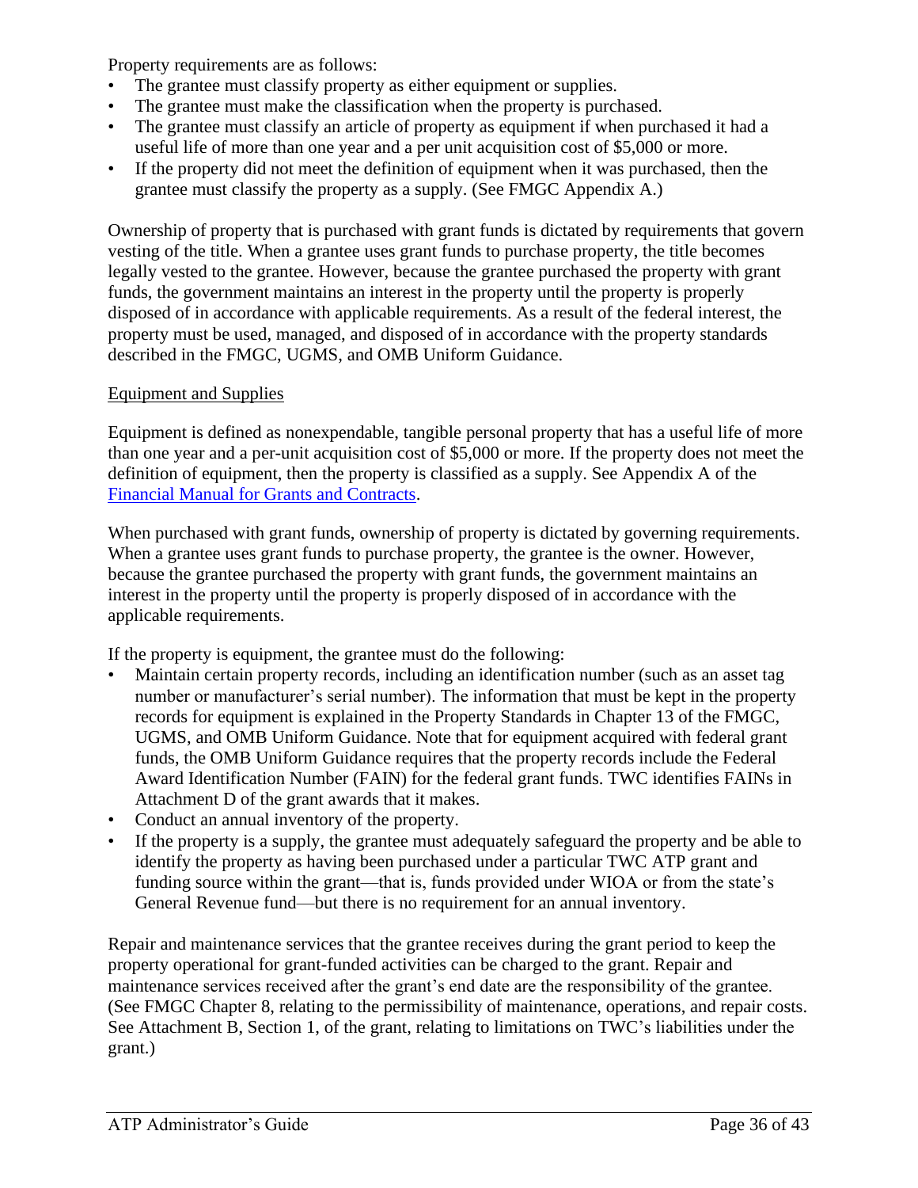Property requirements are as follows:

- The grantee must classify property as either equipment or supplies.
- The grantee must make the classification when the property is purchased.
- The grantee must classify an article of property as equipment if when purchased it had a useful life of more than one year and a per unit acquisition cost of $5,000 or more.
- If the property did not meet the definition of equipment when it was purchased, then the grantee must classify the property as a supply. (See FMGC Appendix A.)

Ownership of property that is purchased with grant funds is dictated by requirements that govern vesting of the title. When a grantee uses grant funds to purchase property, the title becomes legally vested to the grantee. However, because the grantee purchased the property with grant funds, the government maintains an interest in the property until the property is properly disposed of in accordance with applicable requirements. As a result of the federal interest, the property must be used, managed, and disposed of in accordance with the property standards described in the FMGC, UGMS, and OMB Uniform Guidance.

Equipment and Supplies

Equipment is defined as nonexpendable, tangible personal property that has a useful life of more than one year and a per-unit acquisition cost of $5,000 or more. If the property does not meet the definition of equipment, then the property is classified as a supply. See Appendix A of the Financial Manual for Grants and Contracts.

When purchased with grant funds, ownership of property is dictated by governing requirements. When a grantee uses grant funds to purchase property, the grantee is the owner. However, because the grantee purchased the property with grant funds, the government maintains an interest in the property until the property is properly disposed of in accordance with the applicable requirements.

If the property is equipment, the grantee must do the following:

- Maintain certain property records, including an identification number (such as an asset tag number or manufacturer's serial number). The information that must be kept in the property records for equipment is explained in the Property Standards in Chapter 13 of the FMGC, UGMS, and OMB Uniform Guidance. Note that for equipment acquired with federal grant funds, the OMB Uniform Guidance requires that the property records include the Federal Award Identification Number (FAIN) for the federal grant funds. TWC identifies FAINs in Attachment D of the grant awards that it makes.
- Conduct an annual inventory of the property.
- If the property is a supply, the grantee must adequately safeguard the property and be able to identify the property as having been purchased under a particular TWC ATP grant and funding source within the grant—that is, funds provided under WIOA or from the state's General Revenue fund—but there is no requirement for an annual inventory.

Repair and maintenance services that the grantee receives during the grant period to keep the property operational for grant-funded activities can be charged to the grant. Repair and maintenance services received after the grant's end date are the responsibility of the grantee. (See FMGC Chapter 8, relating to the permissibility of maintenance, operations, and repair costs. See Attachment B, Section 1, of the grant, relating to limitations on TWC's liabilities under the grant.)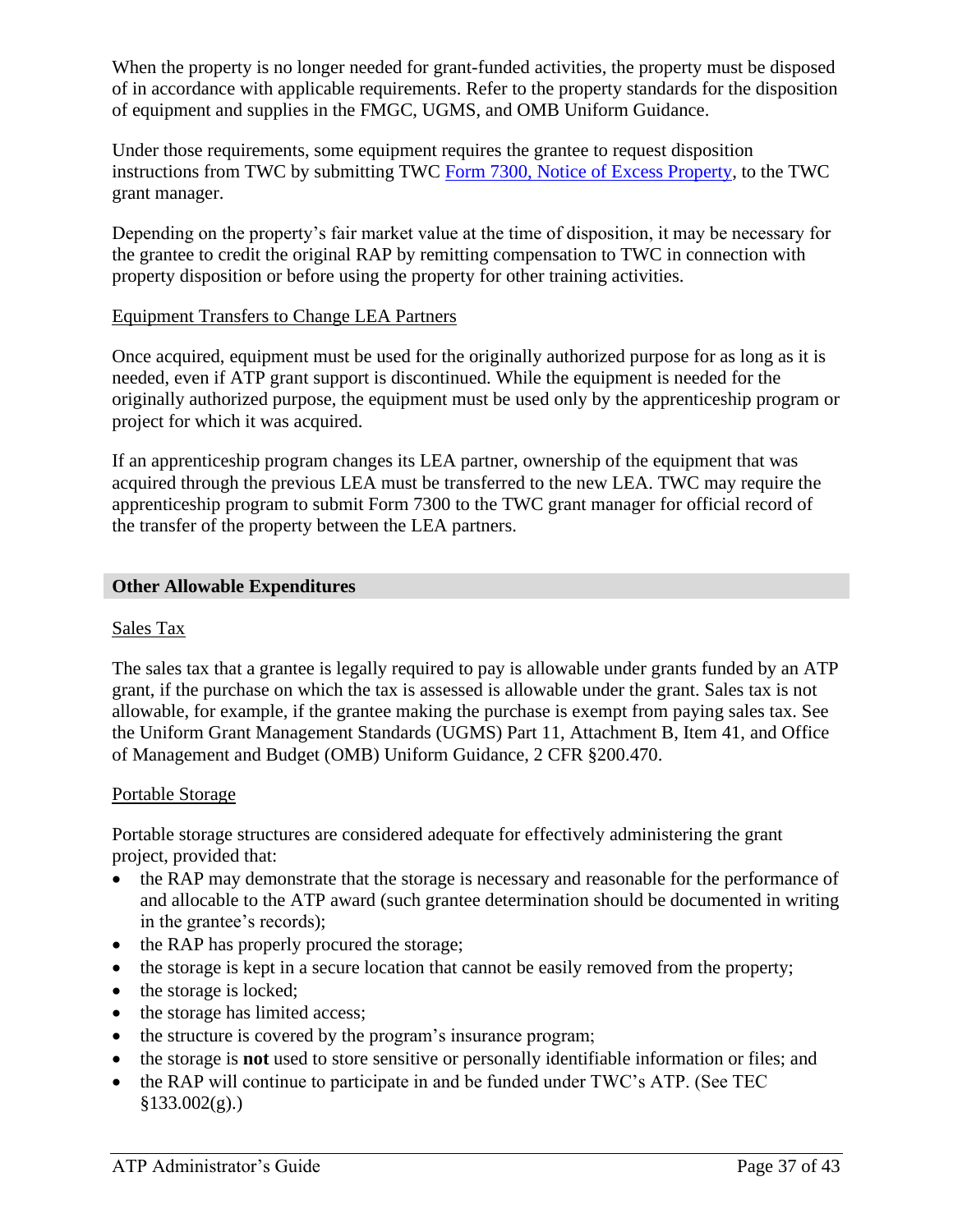When the property is no longer needed for grant-funded activities, the property must be disposed of in accordance with applicable requirements. Refer to the property standards for the disposition of equipment and supplies in the FMGC, UGMS, and OMB Uniform Guidance.

Under those requirements, some equipment requires the grantee to request disposition instructions from TWC by submitting TWC [Form 7300, Notice of Excess Property](), to the TWC grant manager.

Depending on the property's fair market value at the time of disposition, it may be necessary for the grantee to credit the original RAP by remitting compensation to TWC in connection with property disposition or before using the property for other training activities.

#### Equipment Transfers to Change LEA Partners

Once acquired, equipment must be used for the originally authorized purpose for as long as it is needed, even if ATP grant support is discontinued. While the equipment is needed for the originally authorized purpose, the equipment must be used only by the apprenticeship program or project for which it was acquired.

If an apprenticeship program changes its LEA partner, ownership of the equipment that was acquired through the previous LEA must be transferred to the new LEA. TWC may require the apprenticeship program to submit Form 7300 to the TWC grant manager for official record of the transfer of the property between the LEA partners.

### Other Allowable Expenditures

#### Sales Tax

The sales tax that a grantee is legally required to pay is allowable under grants funded by an ATP grant, if the purchase on which the tax is assessed is allowable under the grant. Sales tax is not allowable, for example, if the grantee making the purchase is exempt from paying sales tax. See the Uniform Grant Management Standards (UGMS) Part 11, Attachment B, Item 41, and Office of Management and Budget (OMB) Uniform Guidance, 2 CFR §200.470.

#### Portable Storage

Portable storage structures are considered adequate for effectively administering the grant project, provided that:

- the RAP may demonstrate that the storage is necessary and reasonable for the performance of and allocable to the ATP award (such grantee determination should be documented in writing in the grantee's records);
- the RAP has properly procured the storage;
- the storage is kept in a secure location that cannot be easily removed from the property;
- the storage is locked;
- the storage has limited access;
- the structure is covered by the program's insurance program;
- the storage is **not** used to store sensitive or personally identifiable information or files; and
- the RAP will continue to participate in and be funded under TWC's ATP. (See TEC §133.002(g).)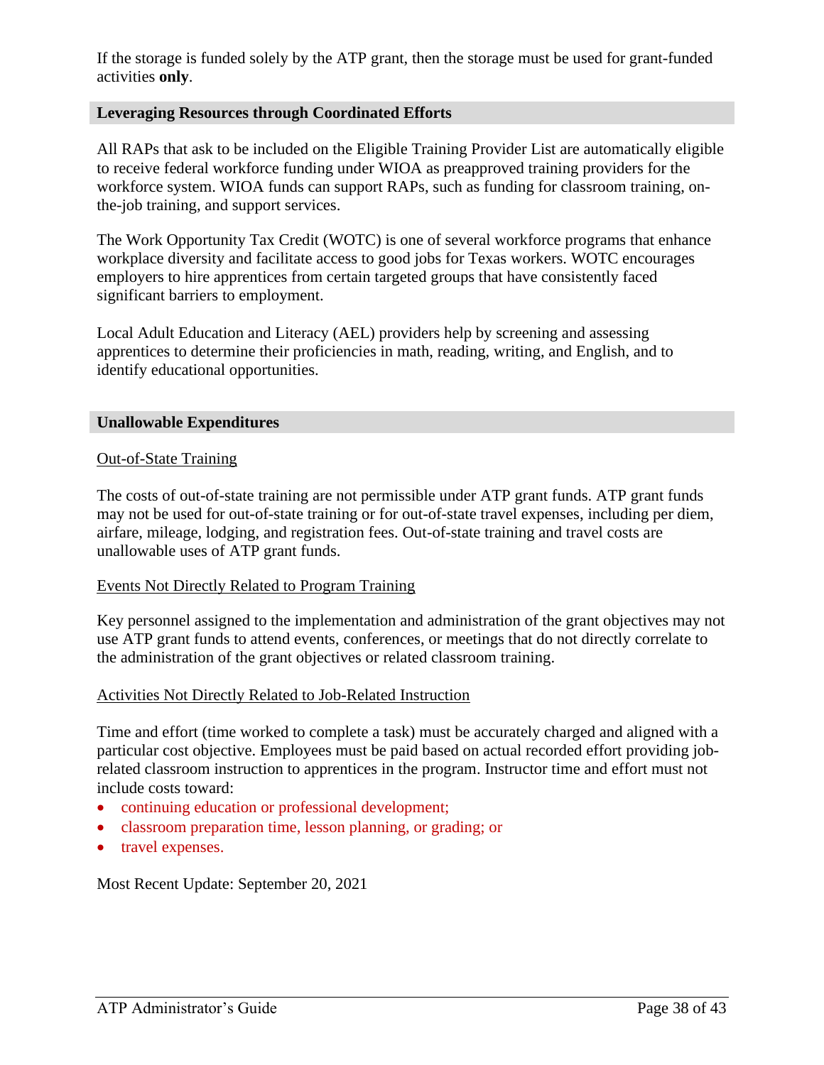If the storage is funded solely by the ATP grant, then the storage must be used for grant-funded activities **only**.

## Leveraging Resources through Coordinated Efforts

All RAPs that ask to be included on the Eligible Training Provider List are automatically eligible to receive federal workforce funding under WIOA as preapproved training providers for the workforce system. WIOA funds can support RAPs, such as funding for classroom training, on-the-job training, and support services.

The Work Opportunity Tax Credit (WOTC) is one of several workforce programs that enhance workplace diversity and facilitate access to good jobs for Texas workers. WOTC encourages employers to hire apprentices from certain targeted groups that have consistently faced significant barriers to employment.

Local Adult Education and Literacy (AEL) providers help by screening and assessing apprentices to determine their proficiencies in math, reading, writing, and English, and to identify educational opportunities.

## Unallowable Expenditures

### Out-of-State Training

The costs of out-of-state training are not permissible under ATP grant funds. ATP grant funds may not be used for out-of-state training or for out-of-state travel expenses, including per diem, airfare, mileage, lodging, and registration fees. Out-of-state training and travel costs are unallowable uses of ATP grant funds.

### Events Not Directly Related to Program Training

Key personnel assigned to the implementation and administration of the grant objectives may not use ATP grant funds to attend events, conferences, or meetings that do not directly correlate to the administration of the grant objectives or related classroom training.

### Activities Not Directly Related to Job-Related Instruction

Time and effort (time worked to complete a task) must be accurately charged and aligned with a particular cost objective. Employees must be paid based on actual recorded effort providing job-related classroom instruction to apprentices in the program. Instructor time and effort must not include costs toward:

- continuing education or professional development;
- classroom preparation time, lesson planning, or grading; or
- travel expenses.

Most Recent Update: September 20, 2021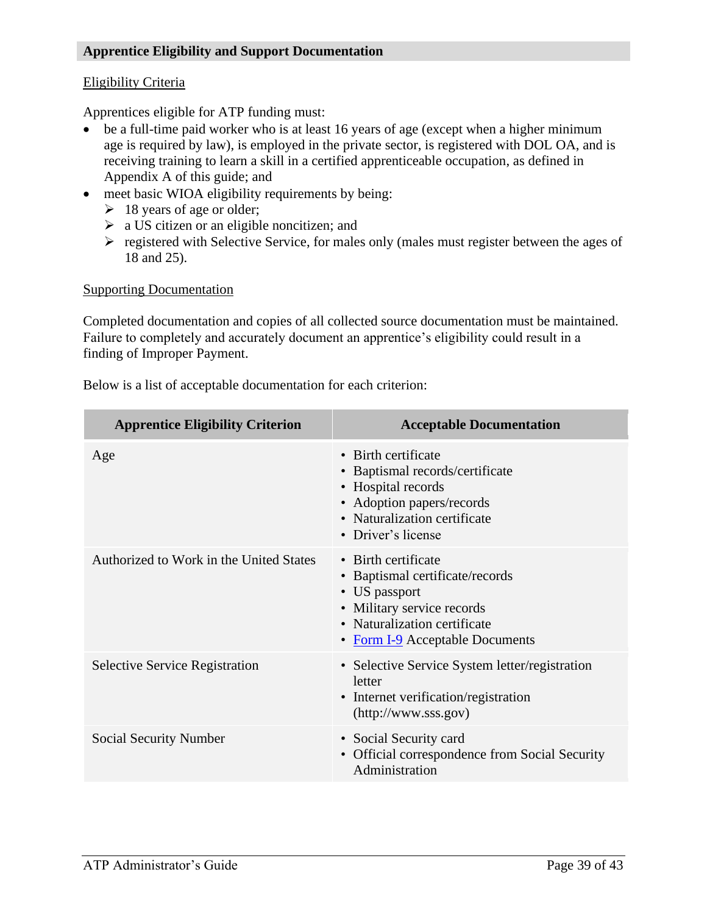## Apprentice Eligibility and Support Documentation

### Eligibility Criteria

Apprentices eligible for ATP funding must:

- be a full-time paid worker who is at least 16 years of age (except when a higher minimum age is required by law), is employed in the private sector, is registered with DOL OA, and is receiving training to learn a skill in a certified apprenticeable occupation, as defined in Appendix A of this guide; and
- meet basic WIOA eligibility requirements by being:
  - 18 years of age or older;
  - a US citizen or an eligible noncitizen; and
  - registered with Selective Service, for males only (males must register between the ages of 18 and 25).

### Supporting Documentation

Completed documentation and copies of all collected source documentation must be maintained. Failure to completely and accurately document an apprentice's eligibility could result in a finding of Improper Payment.

Below is a list of acceptable documentation for each criterion:

| Apprentice Eligibility Criterion | Acceptable Documentation |
|---|---|
| Age | • Birth certificate<br>• Baptismal records/certificate<br>• Hospital records<br>• Adoption papers/records<br>• Naturalization certificate<br>• Driver's license |
| Authorized to Work in the United States | • Birth certificate<br>• Baptismal certificate/records<br>• US passport<br>• Military service records<br>• Naturalization certificate<br>• Form I-9 Acceptable Documents |
| Selective Service Registration | • Selective Service System letter/registration letter<br>• Internet verification/registration (http://www.sss.gov) |
| Social Security Number | • Social Security card<br>• Official correspondence from Social Security Administration |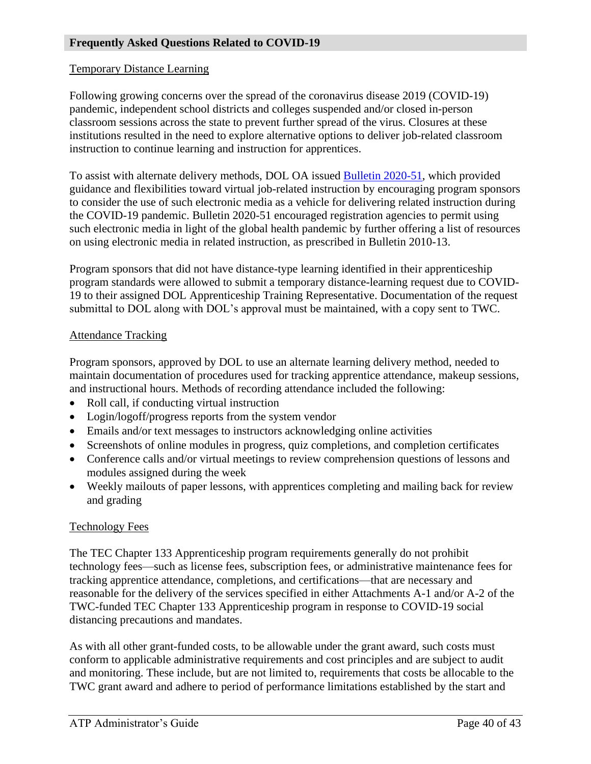## Frequently Asked Questions Related to COVID-19

Temporary Distance Learning

Following growing concerns over the spread of the coronavirus disease 2019 (COVID-19) pandemic, independent school districts and colleges suspended and/or closed in-person classroom sessions across the state to prevent further spread of the virus. Closures at these institutions resulted in the need to explore alternative options to deliver job-related classroom instruction to continue learning and instruction for apprentices.

To assist with alternate delivery methods, DOL OA issued Bulletin 2020-51, which provided guidance and flexibilities toward virtual job-related instruction by encouraging program sponsors to consider the use of such electronic media as a vehicle for delivering related instruction during the COVID-19 pandemic. Bulletin 2020-51 encouraged registration agencies to permit using such electronic media in light of the global health pandemic by further offering a list of resources on using electronic media in related instruction, as prescribed in Bulletin 2010-13.

Program sponsors that did not have distance-type learning identified in their apprenticeship program standards were allowed to submit a temporary distance-learning request due to COVID-19 to their assigned DOL Apprenticeship Training Representative. Documentation of the request submittal to DOL along with DOL's approval must be maintained, with a copy sent to TWC.

Attendance Tracking

Program sponsors, approved by DOL to use an alternate learning delivery method, needed to maintain documentation of procedures used for tracking apprentice attendance, makeup sessions, and instructional hours. Methods of recording attendance included the following:

- Roll call, if conducting virtual instruction
- Login/logoff/progress reports from the system vendor
- Emails and/or text messages to instructors acknowledging online activities
- Screenshots of online modules in progress, quiz completions, and completion certificates
- Conference calls and/or virtual meetings to review comprehension questions of lessons and modules assigned during the week
- Weekly mailouts of paper lessons, with apprentices completing and mailing back for review and grading

Technology Fees

The TEC Chapter 133 Apprenticeship program requirements generally do not prohibit technology fees—such as license fees, subscription fees, or administrative maintenance fees for tracking apprentice attendance, completions, and certifications—that are necessary and reasonable for the delivery of the services specified in either Attachments A-1 and/or A-2 of the TWC-funded TEC Chapter 133 Apprenticeship program in response to COVID-19 social distancing precautions and mandates.

As with all other grant-funded costs, to be allowable under the grant award, such costs must conform to applicable administrative requirements and cost principles and are subject to audit and monitoring. These include, but are not limited to, requirements that costs be allocable to the TWC grant award and adhere to period of performance limitations established by the start and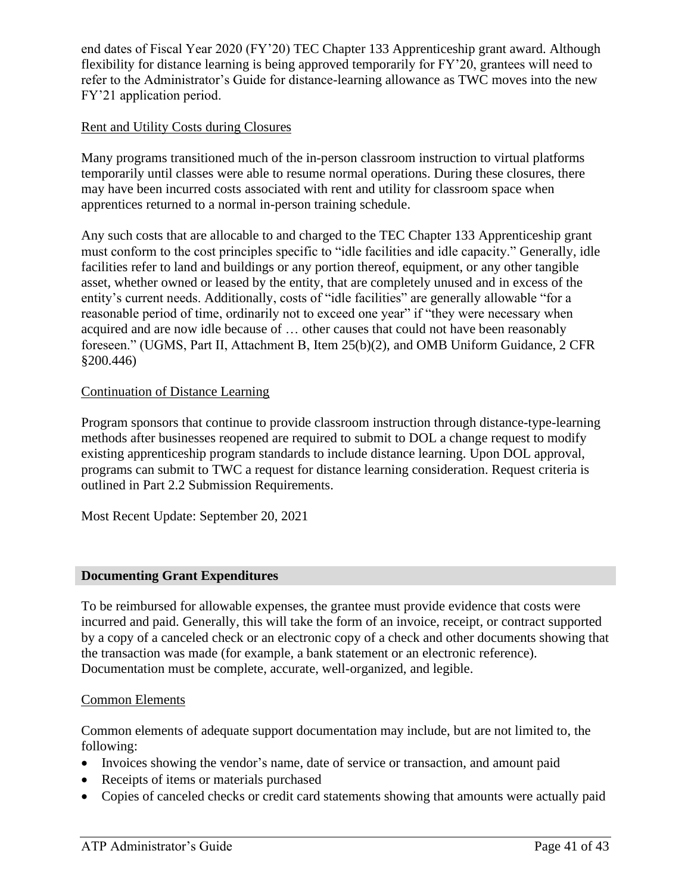end dates of Fiscal Year 2020 (FY'20) TEC Chapter 133 Apprenticeship grant award. Although flexibility for distance learning is being approved temporarily for FY'20, grantees will need to refer to the Administrator's Guide for distance-learning allowance as TWC moves into the new FY'21 application period.

Rent and Utility Costs during Closures

Many programs transitioned much of the in-person classroom instruction to virtual platforms temporarily until classes were able to resume normal operations. During these closures, there may have been incurred costs associated with rent and utility for classroom space when apprentices returned to a normal in-person training schedule.

Any such costs that are allocable to and charged to the TEC Chapter 133 Apprenticeship grant must conform to the cost principles specific to "idle facilities and idle capacity." Generally, idle facilities refer to land and buildings or any portion thereof, equipment, or any other tangible asset, whether owned or leased by the entity, that are completely unused and in excess of the entity's current needs. Additionally, costs of "idle facilities" are generally allowable "for a reasonable period of time, ordinarily not to exceed one year" if "they were necessary when acquired and are now idle because of … other causes that could not have been reasonably foreseen." (UGMS, Part II, Attachment B, Item 25(b)(2), and OMB Uniform Guidance, 2 CFR §200.446)

Continuation of Distance Learning

Program sponsors that continue to provide classroom instruction through distance-type-learning methods after businesses reopened are required to submit to DOL a change request to modify existing apprenticeship program standards to include distance learning. Upon DOL approval, programs can submit to TWC a request for distance learning consideration. Request criteria is outlined in Part 2.2 Submission Requirements.

Most Recent Update: September 20, 2021

## Documenting Grant Expenditures

To be reimbursed for allowable expenses, the grantee must provide evidence that costs were incurred and paid. Generally, this will take the form of an invoice, receipt, or contract supported by a copy of a canceled check or an electronic copy of a check and other documents showing that the transaction was made (for example, a bank statement or an electronic reference). Documentation must be complete, accurate, well-organized, and legible.

Common Elements

Common elements of adequate support documentation may include, but are not limited to, the following:

- Invoices showing the vendor's name, date of service or transaction, and amount paid
- Receipts of items or materials purchased
- Copies of canceled checks or credit card statements showing that amounts were actually paid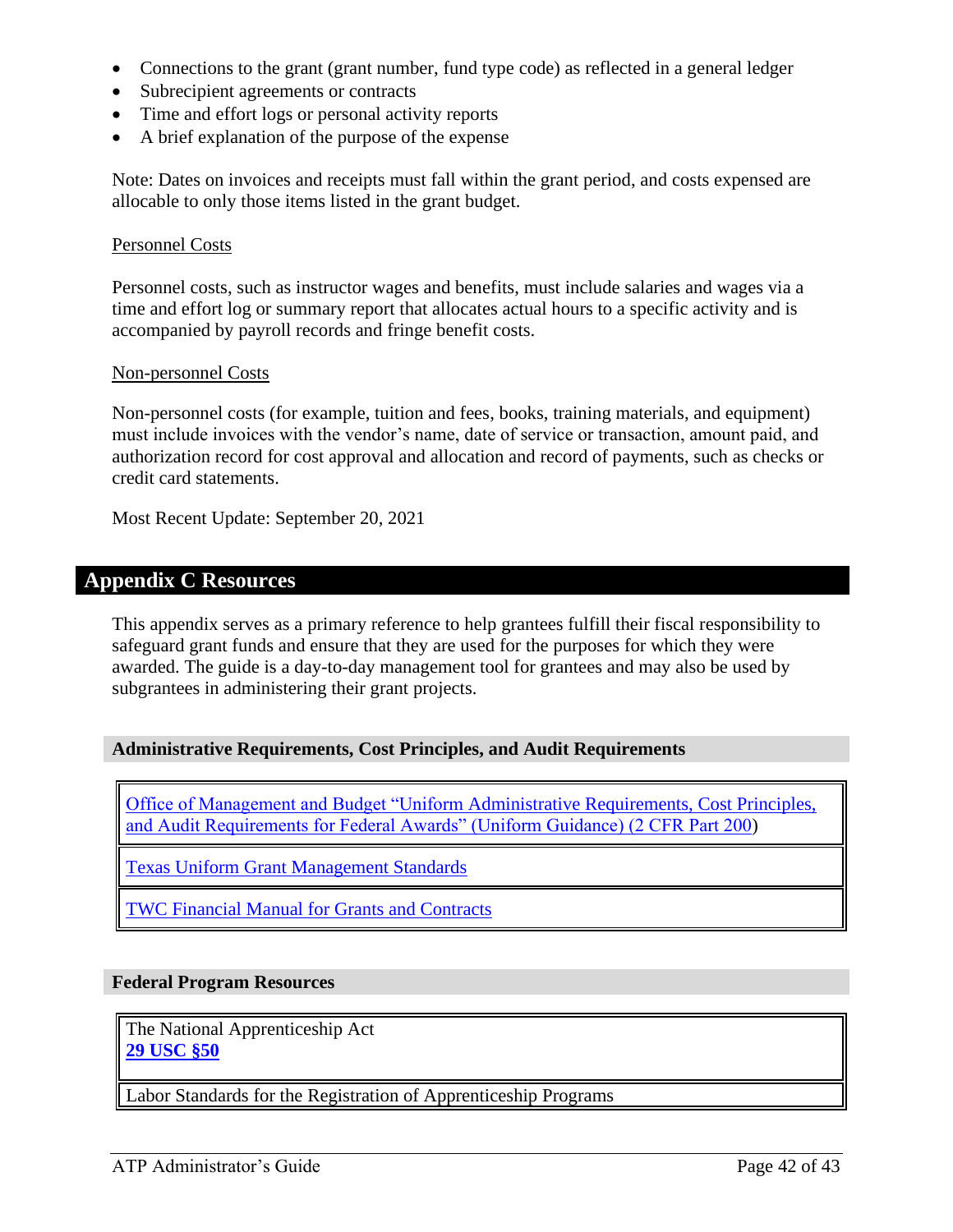- Connections to the grant (grant number, fund type code) as reflected in a general ledger
- Subrecipient agreements or contracts
- Time and effort logs or personal activity reports
- A brief explanation of the purpose of the expense

Note: Dates on invoices and receipts must fall within the grant period, and costs expensed are allocable to only those items listed in the grant budget.

Personnel Costs

Personnel costs, such as instructor wages and benefits, must include salaries and wages via a time and effort log or summary report that allocates actual hours to a specific activity and is accompanied by payroll records and fringe benefit costs.

Non-personnel Costs

Non-personnel costs (for example, tuition and fees, books, training materials, and equipment) must include invoices with the vendor's name, date of service or transaction, amount paid, and authorization record for cost approval and allocation and record of payments, such as checks or credit card statements.

Most Recent Update: September 20, 2021

## Appendix C Resources

This appendix serves as a primary reference to help grantees fulfill their fiscal responsibility to safeguard grant funds and ensure that they are used for the purposes for which they were awarded. The guide is a day-to-day management tool for grantees and may also be used by subgrantees in administering their grant projects.

### Administrative Requirements, Cost Principles, and Audit Requirements

| Office of Management and Budget "Uniform Administrative Requirements, Cost Principles, and Audit Requirements for Federal Awards" (Uniform Guidance) (2 CFR Part 200) |
|---|
| Texas Uniform Grant Management Standards |
| TWC Financial Manual for Grants and Contracts |

### Federal Program Resources

| The National Apprenticeship Act **29 USC §50** |
|---|
| Labor Standards for the Registration of Apprenticeship Programs |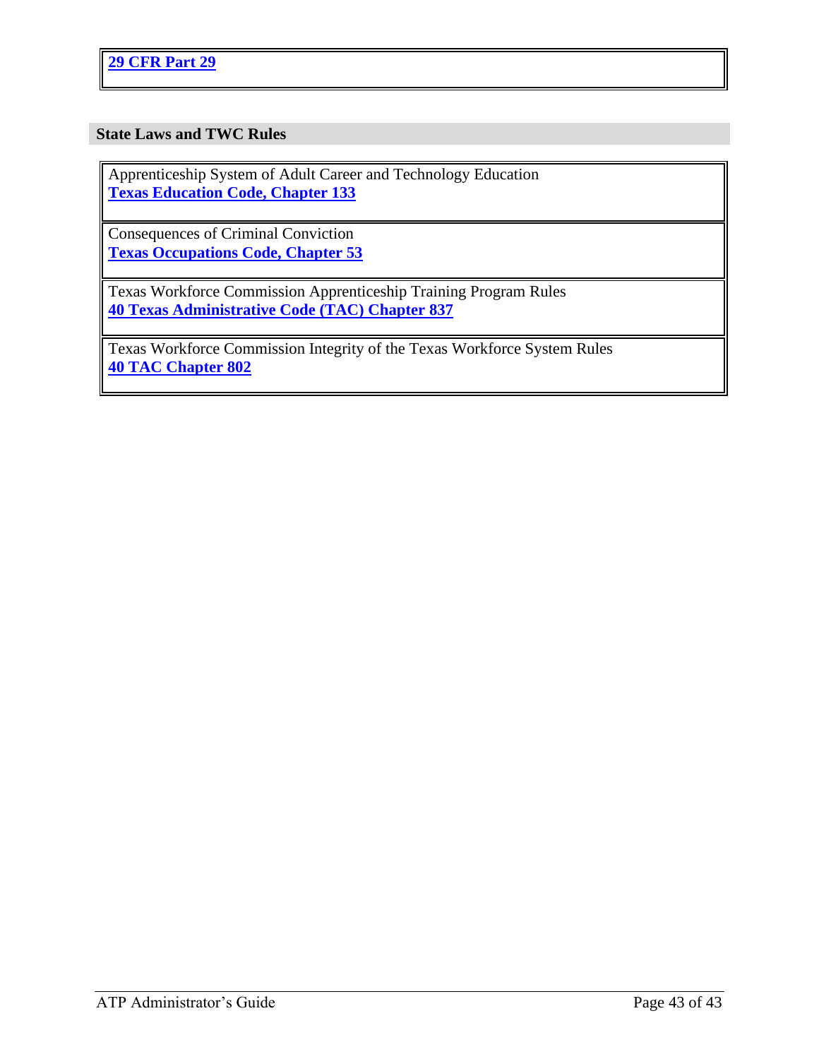**29 CFR Part 29**

## State Laws and TWC Rules

Apprenticeship System of Adult Career and Technology Education
**Texas Education Code, Chapter 133**

Consequences of Criminal Conviction
**Texas Occupations Code, Chapter 53**

Texas Workforce Commission Apprenticeship Training Program Rules
**40 Texas Administrative Code (TAC) Chapter 837**

Texas Workforce Commission Integrity of the Texas Workforce System Rules
**40 TAC Chapter 802**